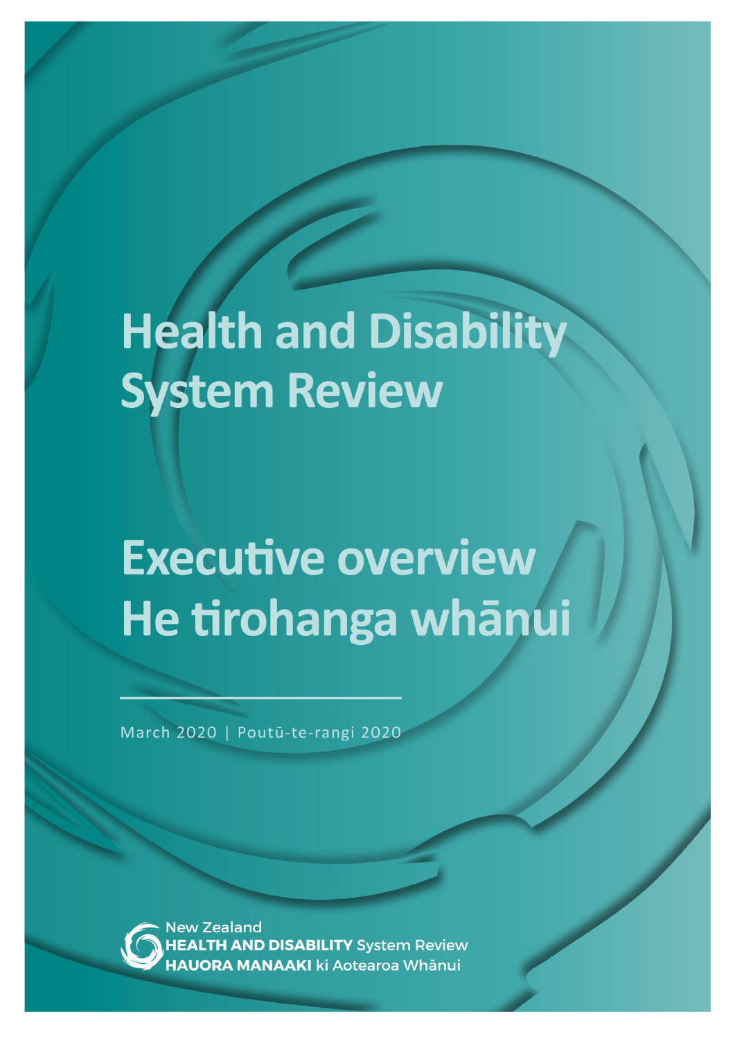# Health and Disability System Review

## Executive overview
## He tirohanga whānui

March 2020 | Poutū-te-rangi 2020

New Zealand
**HEALTH AND DISABILITY** System Review
**HAUORA MANAAKI** ki Aotearoa Whānui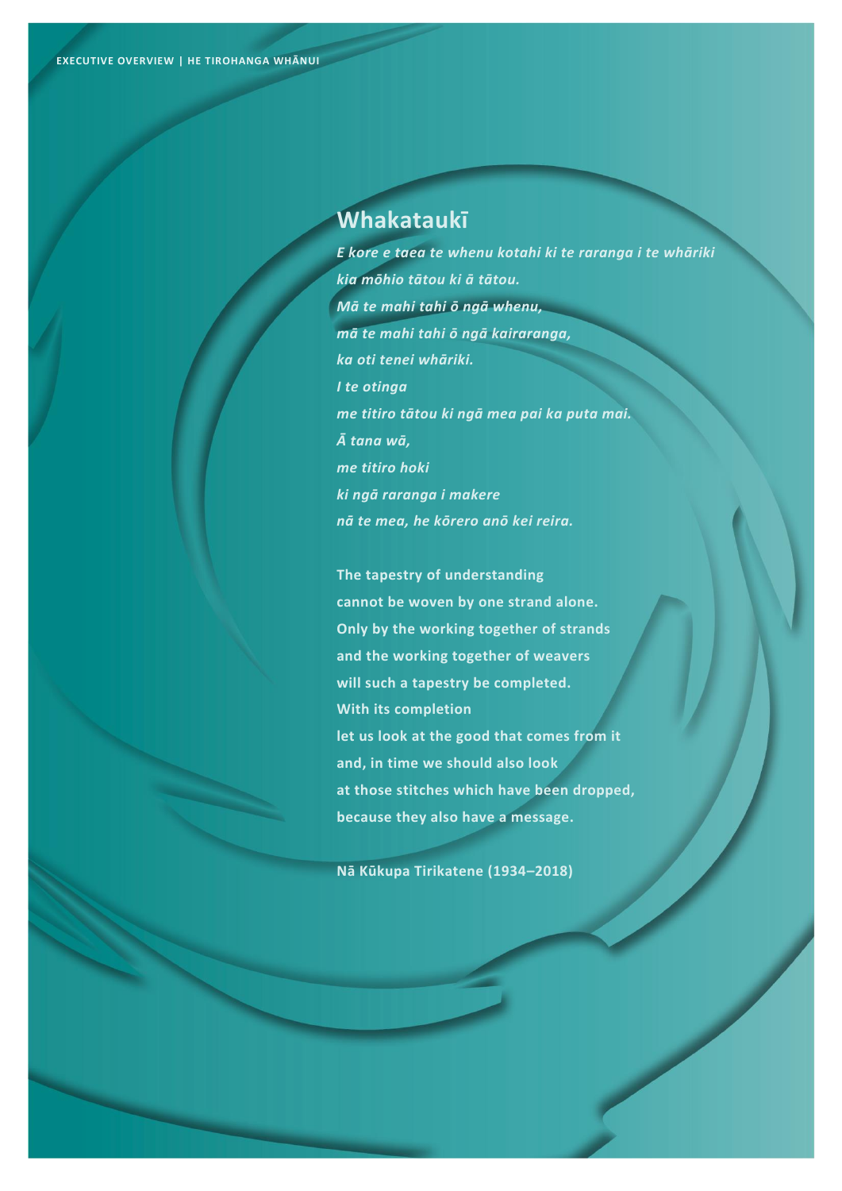## Whakataukī

*E kore e taea te whenu kotahi ki te raranga i te whāriki*
*kia mōhio tātou ki ā tātou.*
*Mā te mahi tahi ō ngā whenu,*
*mā te mahi tahi ō ngā kairaranga,*
*ka oti tenei whāriki.*
*I te otinga*
*me titiro tātou ki ngā mea pai ka puta mai.*
*Ā tana wā,*
*me titiro hoki*
*ki ngā raranga i makere*
*nā te mea, he kōrero anō kei reira.*

The tapestry of understanding
cannot be woven by one strand alone.
Only by the working together of strands
and the working together of weavers
will such a tapestry be completed.
With its completion
let us look at the good that comes from it
and, in time we should also look
at those stitches which have been dropped,
because they also have a message.

Nā Kūkupa Tirikatene (1934–2018)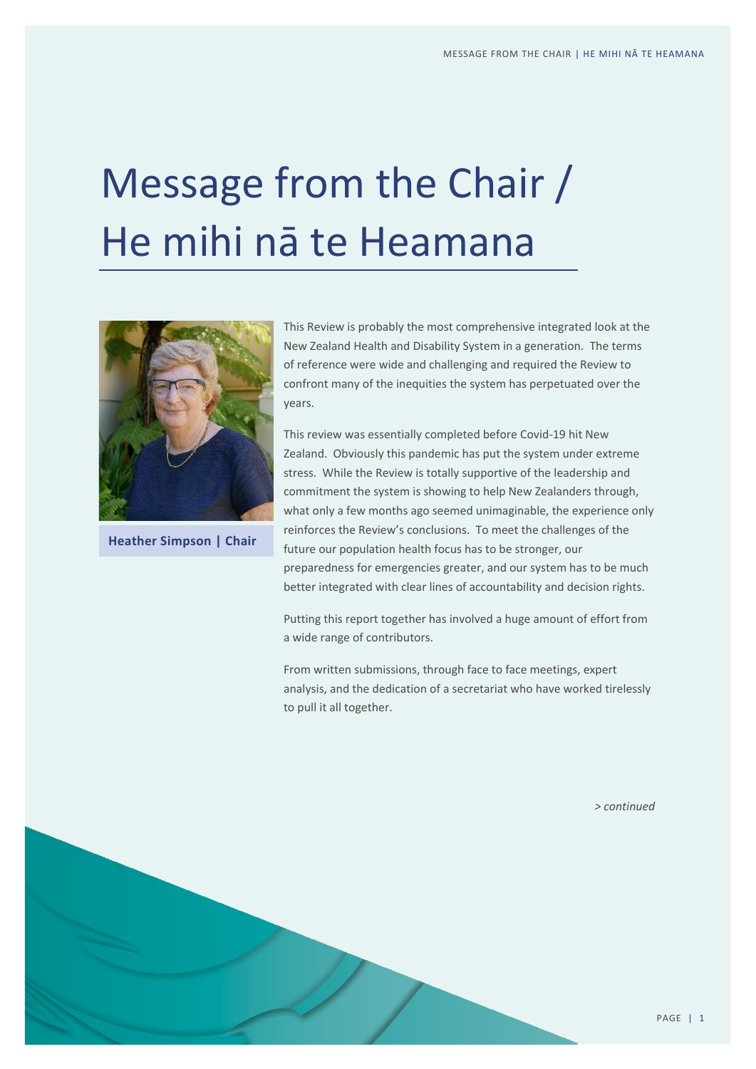# Message from the Chair / He mihi nā te Heamana

**Heather Simpson | Chair**

This Review is probably the most comprehensive integrated look at the New Zealand Health and Disability System in a generation. The terms of reference were wide and challenging and required the Review to confront many of the inequities the system has perpetuated over the years.

This review was essentially completed before Covid-19 hit New Zealand. Obviously this pandemic has put the system under extreme stress. While the Review is totally supportive of the leadership and commitment the system is showing to help New Zealanders through, what only a few months ago seemed unimaginable, the experience only reinforces the Review's conclusions. To meet the challenges of the future our population health focus has to be stronger, our preparedness for emergencies greater, and our system has to be much better integrated with clear lines of accountability and decision rights.

Putting this report together has involved a huge amount of effort from a wide range of contributors.

From written submissions, through face to face meetings, expert analysis, and the dedication of a secretariat who have worked tirelessly to pull it all together.

*> continued*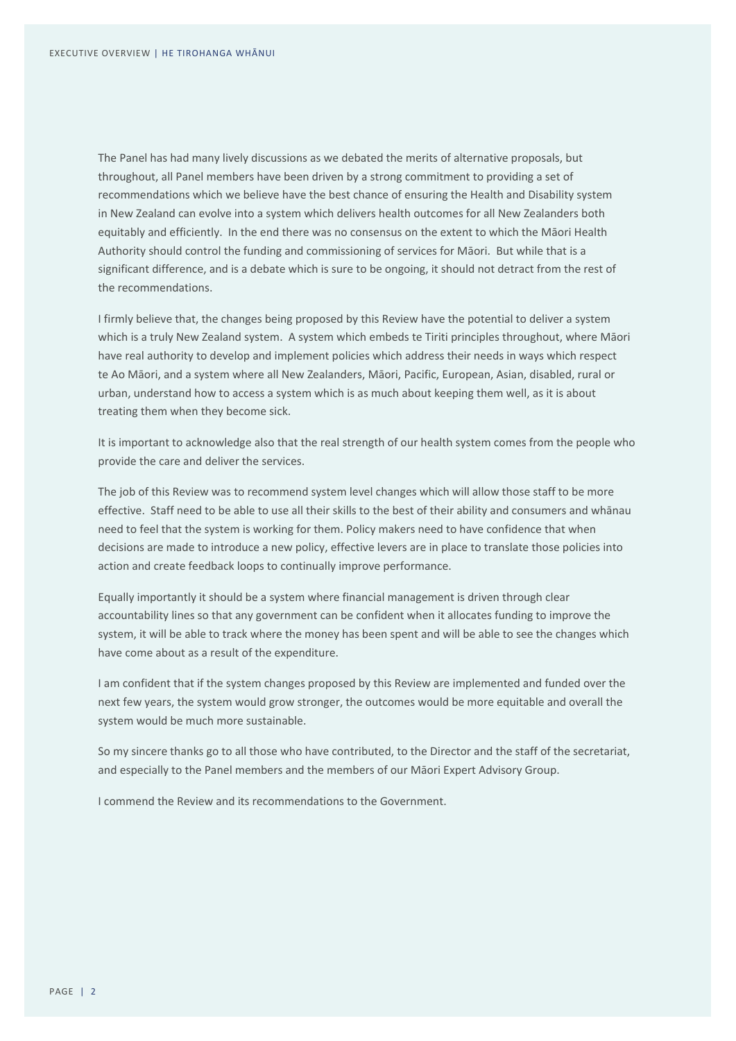The Panel has had many lively discussions as we debated the merits of alternative proposals, but throughout, all Panel members have been driven by a strong commitment to providing a set of recommendations which we believe have the best chance of ensuring the Health and Disability system in New Zealand can evolve into a system which delivers health outcomes for all New Zealanders both equitably and efficiently. In the end there was no consensus on the extent to which the Māori Health Authority should control the funding and commissioning of services for Māori. But while that is a significant difference, and is a debate which is sure to be ongoing, it should not detract from the rest of the recommendations.

I firmly believe that, the changes being proposed by this Review have the potential to deliver a system which is a truly New Zealand system. A system which embeds te Tiriti principles throughout, where Māori have real authority to develop and implement policies which address their needs in ways which respect te Ao Māori, and a system where all New Zealanders, Māori, Pacific, European, Asian, disabled, rural or urban, understand how to access a system which is as much about keeping them well, as it is about treating them when they become sick.

It is important to acknowledge also that the real strength of our health system comes from the people who provide the care and deliver the services.

The job of this Review was to recommend system level changes which will allow those staff to be more effective. Staff need to be able to use all their skills to the best of their ability and consumers and whānau need to feel that the system is working for them. Policy makers need to have confidence that when decisions are made to introduce a new policy, effective levers are in place to translate those policies into action and create feedback loops to continually improve performance.

Equally importantly it should be a system where financial management is driven through clear accountability lines so that any government can be confident when it allocates funding to improve the system, it will be able to track where the money has been spent and will be able to see the changes which have come about as a result of the expenditure.

I am confident that if the system changes proposed by this Review are implemented and funded over the next few years, the system would grow stronger, the outcomes would be more equitable and overall the system would be much more sustainable.

So my sincere thanks go to all those who have contributed, to the Director and the staff of the secretariat, and especially to the Panel members and the members of our Māori Expert Advisory Group.

I commend the Review and its recommendations to the Government.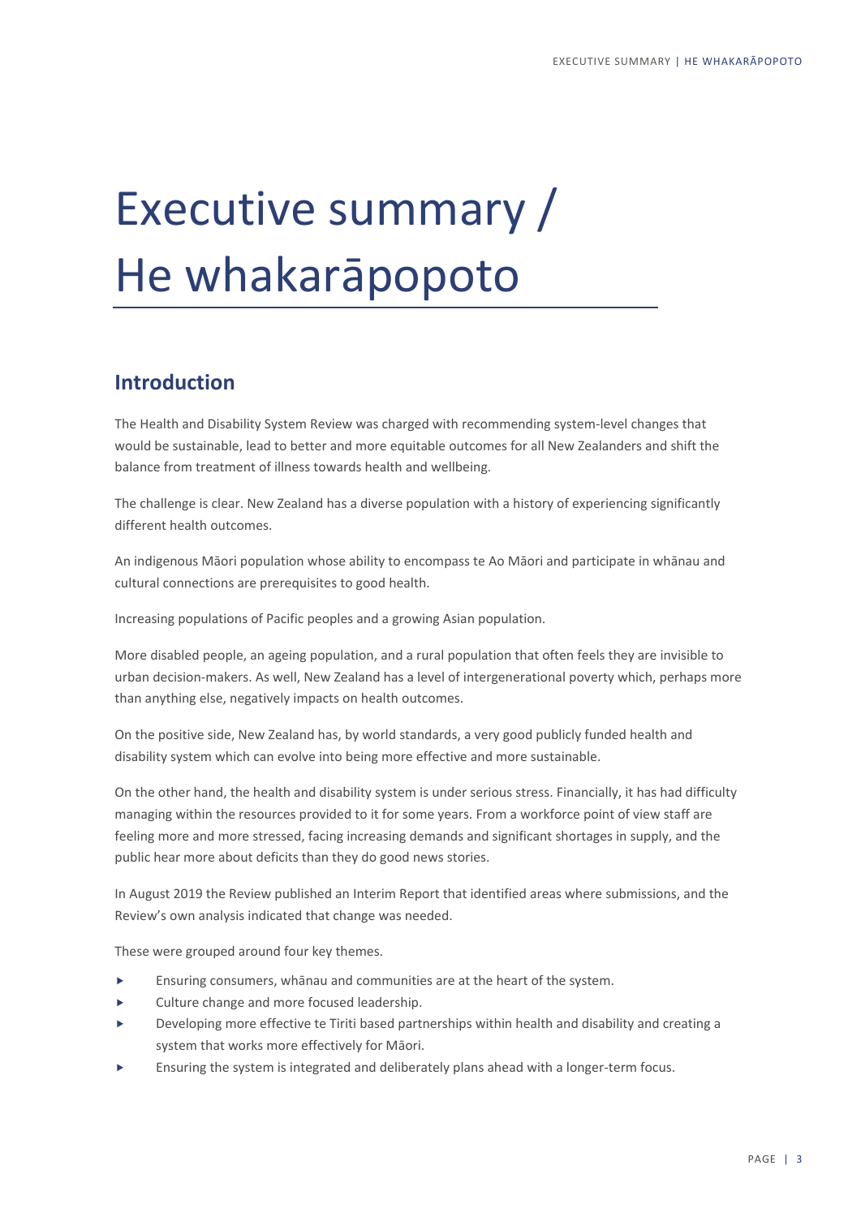# Executive summary / He whakarāpopoto

## Introduction

The Health and Disability System Review was charged with recommending system-level changes that would be sustainable, lead to better and more equitable outcomes for all New Zealanders and shift the balance from treatment of illness towards health and wellbeing.

The challenge is clear. New Zealand has a diverse population with a history of experiencing significantly different health outcomes.

An indigenous Māori population whose ability to encompass te Ao Māori and participate in whānau and cultural connections are prerequisites to good health.

Increasing populations of Pacific peoples and a growing Asian population.

More disabled people, an ageing population, and a rural population that often feels they are invisible to urban decision-makers. As well, New Zealand has a level of intergenerational poverty which, perhaps more than anything else, negatively impacts on health outcomes.

On the positive side, New Zealand has, by world standards, a very good publicly funded health and disability system which can evolve into being more effective and more sustainable.

On the other hand, the health and disability system is under serious stress. Financially, it has had difficulty managing within the resources provided to it for some years. From a workforce point of view staff are feeling more and more stressed, facing increasing demands and significant shortages in supply, and the public hear more about deficits than they do good news stories.

In August 2019 the Review published an Interim Report that identified areas where submissions, and the Review's own analysis indicated that change was needed.

These were grouped around four key themes.

- Ensuring consumers, whānau and communities are at the heart of the system.
- Culture change and more focused leadership.
- Developing more effective te Tiriti based partnerships within health and disability and creating a system that works more effectively for Māori.
- Ensuring the system is integrated and deliberately plans ahead with a longer-term focus.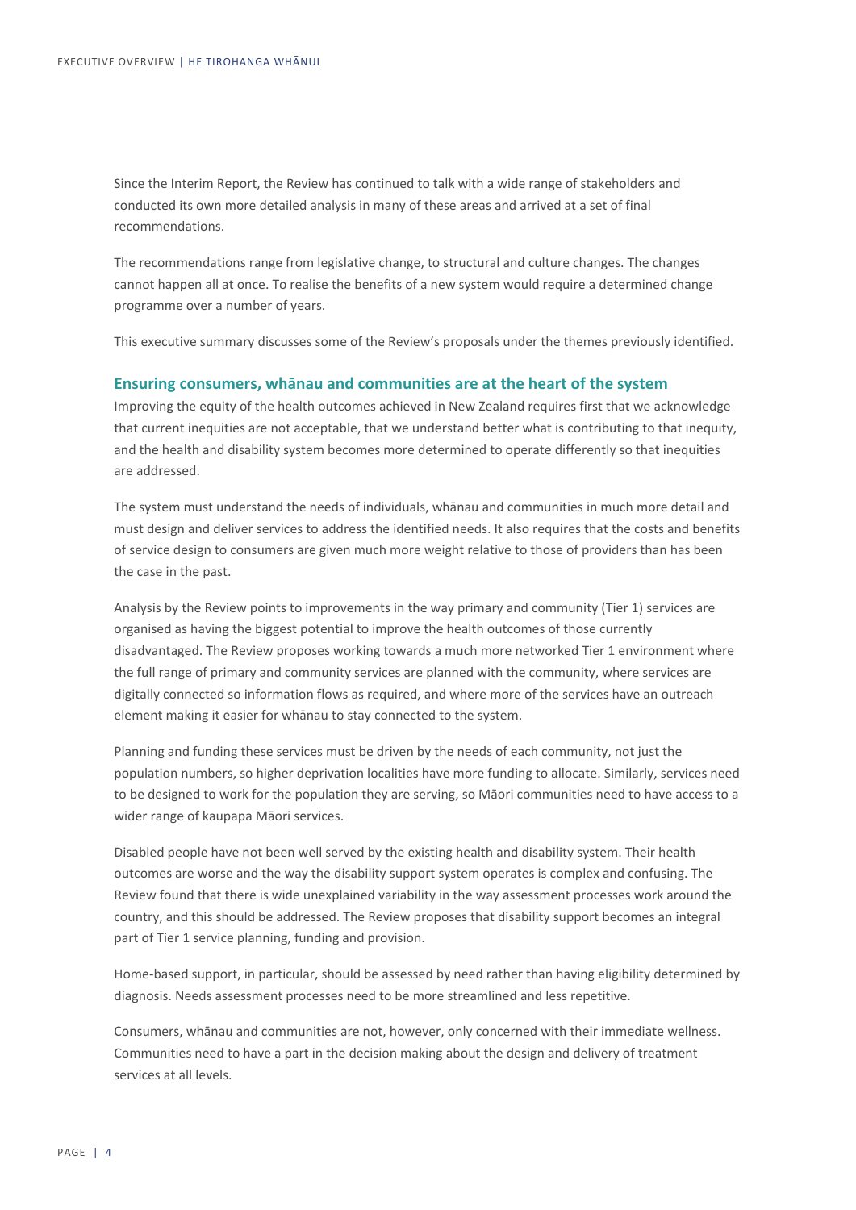Since the Interim Report, the Review has continued to talk with a wide range of stakeholders and conducted its own more detailed analysis in many of these areas and arrived at a set of final recommendations.

The recommendations range from legislative change, to structural and culture changes. The changes cannot happen all at once. To realise the benefits of a new system would require a determined change programme over a number of years.

This executive summary discusses some of the Review's proposals under the themes previously identified.

### Ensuring consumers, whānau and communities are at the heart of the system

Improving the equity of the health outcomes achieved in New Zealand requires first that we acknowledge that current inequities are not acceptable, that we understand better what is contributing to that inequity, and the health and disability system becomes more determined to operate differently so that inequities are addressed.

The system must understand the needs of individuals, whānau and communities in much more detail and must design and deliver services to address the identified needs. It also requires that the costs and benefits of service design to consumers are given much more weight relative to those of providers than has been the case in the past.

Analysis by the Review points to improvements in the way primary and community (Tier 1) services are organised as having the biggest potential to improve the health outcomes of those currently disadvantaged. The Review proposes working towards a much more networked Tier 1 environment where the full range of primary and community services are planned with the community, where services are digitally connected so information flows as required, and where more of the services have an outreach element making it easier for whānau to stay connected to the system.

Planning and funding these services must be driven by the needs of each community, not just the population numbers, so higher deprivation localities have more funding to allocate. Similarly, services need to be designed to work for the population they are serving, so Māori communities need to have access to a wider range of kaupapa Māori services.

Disabled people have not been well served by the existing health and disability system. Their health outcomes are worse and the way the disability support system operates is complex and confusing. The Review found that there is wide unexplained variability in the way assessment processes work around the country, and this should be addressed. The Review proposes that disability support becomes an integral part of Tier 1 service planning, funding and provision.

Home-based support, in particular, should be assessed by need rather than having eligibility determined by diagnosis. Needs assessment processes need to be more streamlined and less repetitive.

Consumers, whānau and communities are not, however, only concerned with their immediate wellness. Communities need to have a part in the decision making about the design and delivery of treatment services at all levels.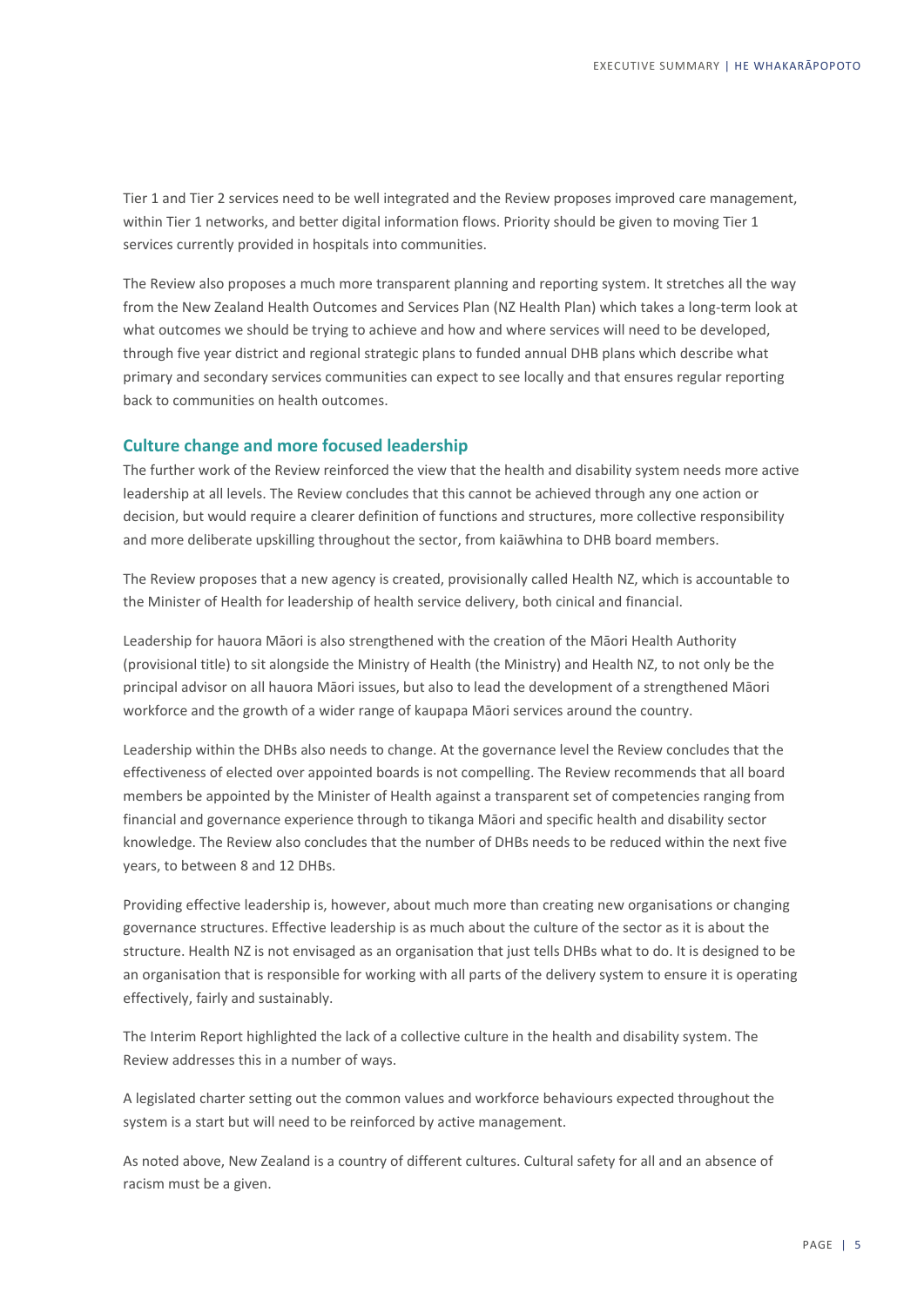Tier 1 and Tier 2 services need to be well integrated and the Review proposes improved care management, within Tier 1 networks, and better digital information flows. Priority should be given to moving Tier 1 services currently provided in hospitals into communities.

The Review also proposes a much more transparent planning and reporting system. It stretches all the way from the New Zealand Health Outcomes and Services Plan (NZ Health Plan) which takes a long-term look at what outcomes we should be trying to achieve and how and where services will need to be developed, through five year district and regional strategic plans to funded annual DHB plans which describe what primary and secondary services communities can expect to see locally and that ensures regular reporting back to communities on health outcomes.

### Culture change and more focused leadership

The further work of the Review reinforced the view that the health and disability system needs more active leadership at all levels. The Review concludes that this cannot be achieved through any one action or decision, but would require a clearer definition of functions and structures, more collective responsibility and more deliberate upskilling throughout the sector, from kaiāwhina to DHB board members.

The Review proposes that a new agency is created, provisionally called Health NZ, which is accountable to the Minister of Health for leadership of health service delivery, both cinical and financial.

Leadership for hauora Māori is also strengthened with the creation of the Māori Health Authority (provisional title) to sit alongside the Ministry of Health (the Ministry) and Health NZ, to not only be the principal advisor on all hauora Māori issues, but also to lead the development of a strengthened Māori workforce and the growth of a wider range of kaupapa Māori services around the country.

Leadership within the DHBs also needs to change. At the governance level the Review concludes that the effectiveness of elected over appointed boards is not compelling. The Review recommends that all board members be appointed by the Minister of Health against a transparent set of competencies ranging from financial and governance experience through to tikanga Māori and specific health and disability sector knowledge. The Review also concludes that the number of DHBs needs to be reduced within the next five years, to between 8 and 12 DHBs.

Providing effective leadership is, however, about much more than creating new organisations or changing governance structures. Effective leadership is as much about the culture of the sector as it is about the structure. Health NZ is not envisaged as an organisation that just tells DHBs what to do. It is designed to be an organisation that is responsible for working with all parts of the delivery system to ensure it is operating effectively, fairly and sustainably.

The Interim Report highlighted the lack of a collective culture in the health and disability system. The Review addresses this in a number of ways.

A legislated charter setting out the common values and workforce behaviours expected throughout the system is a start but will need to be reinforced by active management.

As noted above, New Zealand is a country of different cultures. Cultural safety for all and an absence of racism must be a given.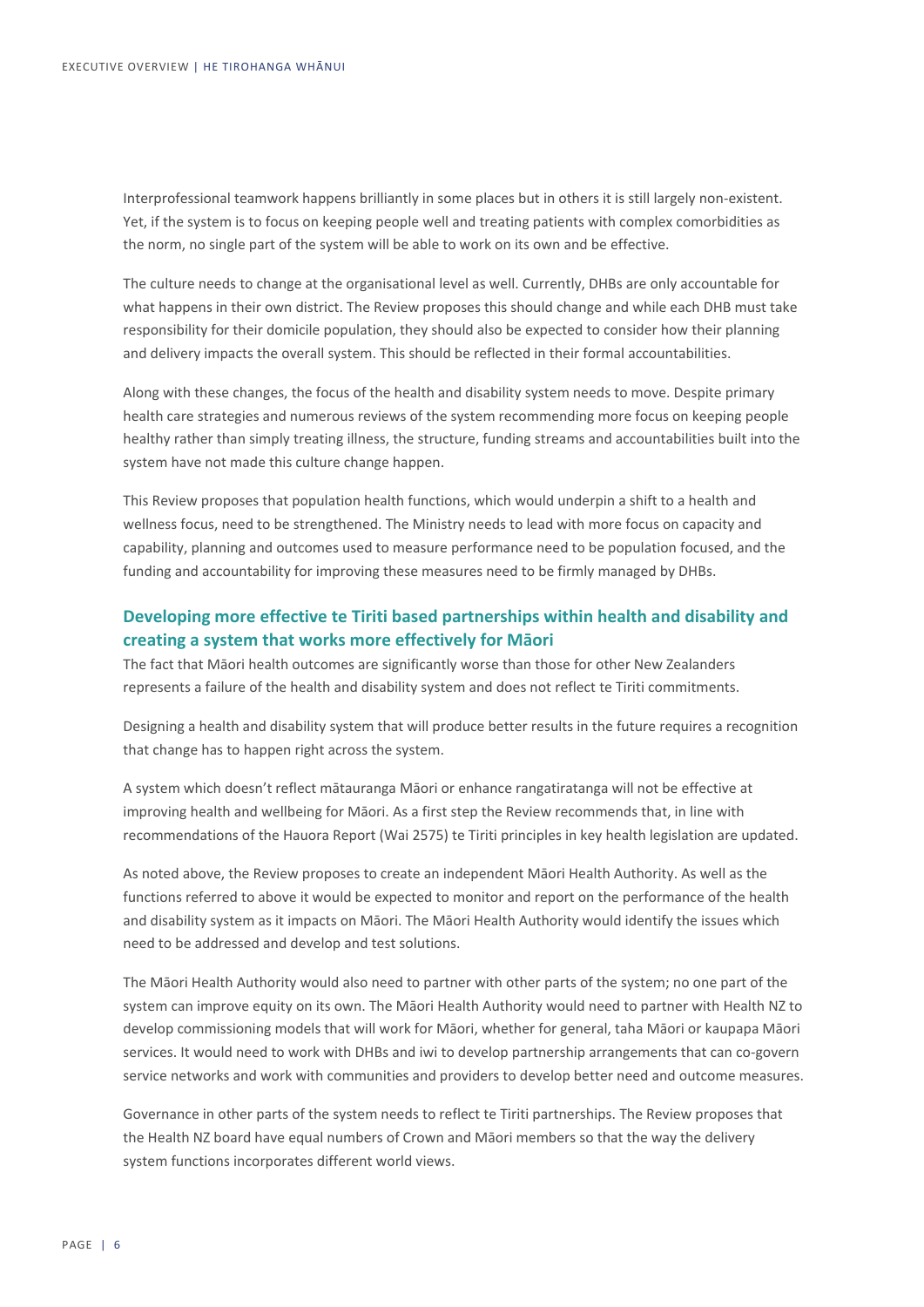Interprofessional teamwork happens brilliantly in some places but in others it is still largely non-existent. Yet, if the system is to focus on keeping people well and treating patients with complex comorbidities as the norm, no single part of the system will be able to work on its own and be effective.

The culture needs to change at the organisational level as well. Currently, DHBs are only accountable for what happens in their own district. The Review proposes this should change and while each DHB must take responsibility for their domicile population, they should also be expected to consider how their planning and delivery impacts the overall system. This should be reflected in their formal accountabilities.

Along with these changes, the focus of the health and disability system needs to move. Despite primary health care strategies and numerous reviews of the system recommending more focus on keeping people healthy rather than simply treating illness, the structure, funding streams and accountabilities built into the system have not made this culture change happen.

This Review proposes that population health functions, which would underpin a shift to a health and wellness focus, need to be strengthened. The Ministry needs to lead with more focus on capacity and capability, planning and outcomes used to measure performance need to be population focused, and the funding and accountability for improving these measures need to be firmly managed by DHBs.

### Developing more effective te Tiriti based partnerships within health and disability and creating a system that works more effectively for Māori

The fact that Māori health outcomes are significantly worse than those for other New Zealanders represents a failure of the health and disability system and does not reflect te Tiriti commitments.

Designing a health and disability system that will produce better results in the future requires a recognition that change has to happen right across the system.

A system which doesn't reflect mātauranga Māori or enhance rangatiratanga will not be effective at improving health and wellbeing for Māori. As a first step the Review recommends that, in line with recommendations of the Hauora Report (Wai 2575) te Tiriti principles in key health legislation are updated.

As noted above, the Review proposes to create an independent Māori Health Authority. As well as the functions referred to above it would be expected to monitor and report on the performance of the health and disability system as it impacts on Māori. The Māori Health Authority would identify the issues which need to be addressed and develop and test solutions.

The Māori Health Authority would also need to partner with other parts of the system; no one part of the system can improve equity on its own. The Māori Health Authority would need to partner with Health NZ to develop commissioning models that will work for Māori, whether for general, taha Māori or kaupapa Māori services. It would need to work with DHBs and iwi to develop partnership arrangements that can co-govern service networks and work with communities and providers to develop better need and outcome measures.

Governance in other parts of the system needs to reflect te Tiriti partnerships. The Review proposes that the Health NZ board have equal numbers of Crown and Māori members so that the way the delivery system functions incorporates different world views.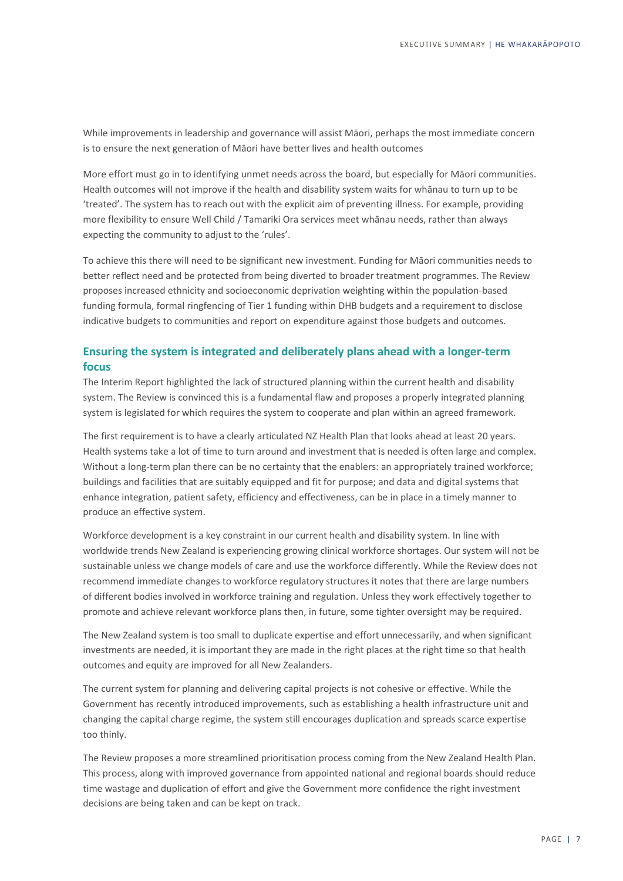While improvements in leadership and governance will assist Māori, perhaps the most immediate concern is to ensure the next generation of Māori have better lives and health outcomes

More effort must go in to identifying unmet needs across the board, but especially for Māori communities. Health outcomes will not improve if the health and disability system waits for whānau to turn up to be 'treated'. The system has to reach out with the explicit aim of preventing illness. For example, providing more flexibility to ensure Well Child / Tamariki Ora services meet whānau needs, rather than always expecting the community to adjust to the 'rules'.

To achieve this there will need to be significant new investment. Funding for Māori communities needs to better reflect need and be protected from being diverted to broader treatment programmes. The Review proposes increased ethnicity and socioeconomic deprivation weighting within the population-based funding formula, formal ringfencing of Tier 1 funding within DHB budgets and a requirement to disclose indicative budgets to communities and report on expenditure against those budgets and outcomes.

### Ensuring the system is integrated and deliberately plans ahead with a longer-term focus

The Interim Report highlighted the lack of structured planning within the current health and disability system. The Review is convinced this is a fundamental flaw and proposes a properly integrated planning system is legislated for which requires the system to cooperate and plan within an agreed framework.

The first requirement is to have a clearly articulated NZ Health Plan that looks ahead at least 20 years. Health systems take a lot of time to turn around and investment that is needed is often large and complex. Without a long-term plan there can be no certainty that the enablers: an appropriately trained workforce; buildings and facilities that are suitably equipped and fit for purpose; and data and digital systems that enhance integration, patient safety, efficiency and effectiveness, can be in place in a timely manner to produce an effective system.

Workforce development is a key constraint in our current health and disability system. In line with worldwide trends New Zealand is experiencing growing clinical workforce shortages. Our system will not be sustainable unless we change models of care and use the workforce differently. While the Review does not recommend immediate changes to workforce regulatory structures it notes that there are large numbers of different bodies involved in workforce training and regulation. Unless they work effectively together to promote and achieve relevant workforce plans then, in future, some tighter oversight may be required.

The New Zealand system is too small to duplicate expertise and effort unnecessarily, and when significant investments are needed, it is important they are made in the right places at the right time so that health outcomes and equity are improved for all New Zealanders.

The current system for planning and delivering capital projects is not cohesive or effective. While the Government has recently introduced improvements, such as establishing a health infrastructure unit and changing the capital charge regime, the system still encourages duplication and spreads scarce expertise too thinly.

The Review proposes a more streamlined prioritisation process coming from the New Zealand Health Plan. This process, along with improved governance from appointed national and regional boards should reduce time wastage and duplication of effort and give the Government more confidence the right investment decisions are being taken and can be kept on track.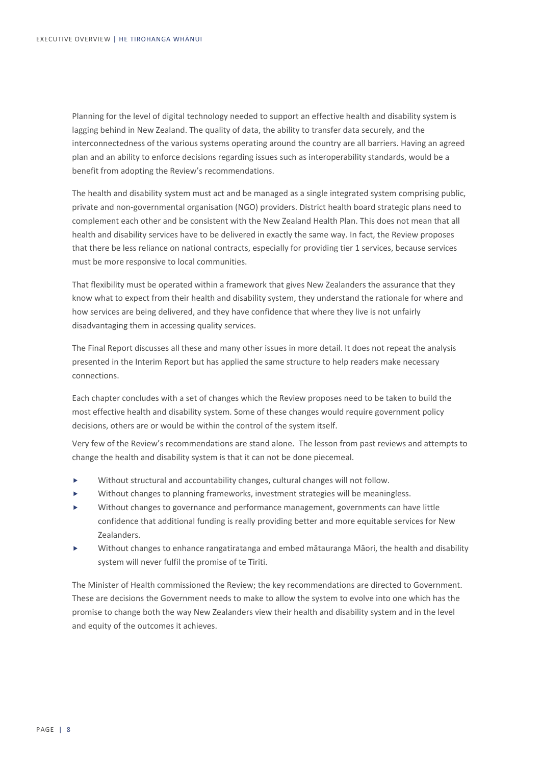Planning for the level of digital technology needed to support an effective health and disability system is lagging behind in New Zealand. The quality of data, the ability to transfer data securely, and the interconnectedness of the various systems operating around the country are all barriers. Having an agreed plan and an ability to enforce decisions regarding issues such as interoperability standards, would be a benefit from adopting the Review's recommendations.

The health and disability system must act and be managed as a single integrated system comprising public, private and non-governmental organisation (NGO) providers. District health board strategic plans need to complement each other and be consistent with the New Zealand Health Plan. This does not mean that all health and disability services have to be delivered in exactly the same way. In fact, the Review proposes that there be less reliance on national contracts, especially for providing tier 1 services, because services must be more responsive to local communities.

That flexibility must be operated within a framework that gives New Zealanders the assurance that they know what to expect from their health and disability system, they understand the rationale for where and how services are being delivered, and they have confidence that where they live is not unfairly disadvantaging them in accessing quality services.

The Final Report discusses all these and many other issues in more detail. It does not repeat the analysis presented in the Interim Report but has applied the same structure to help readers make necessary connections.

Each chapter concludes with a set of changes which the Review proposes need to be taken to build the most effective health and disability system. Some of these changes would require government policy decisions, others are or would be within the control of the system itself.

Very few of the Review's recommendations are stand alone. The lesson from past reviews and attempts to change the health and disability system is that it can not be done piecemeal.

- Without structural and accountability changes, cultural changes will not follow.
- Without changes to planning frameworks, investment strategies will be meaningless.
- Without changes to governance and performance management, governments can have little confidence that additional funding is really providing better and more equitable services for New Zealanders.
- Without changes to enhance rangatiratanga and embed mātauranga Māori, the health and disability system will never fulfil the promise of te Tiriti.

The Minister of Health commissioned the Review; the key recommendations are directed to Government. These are decisions the Government needs to make to allow the system to evolve into one which has the promise to change both the way New Zealanders view their health and disability system and in the level and equity of the outcomes it achieves.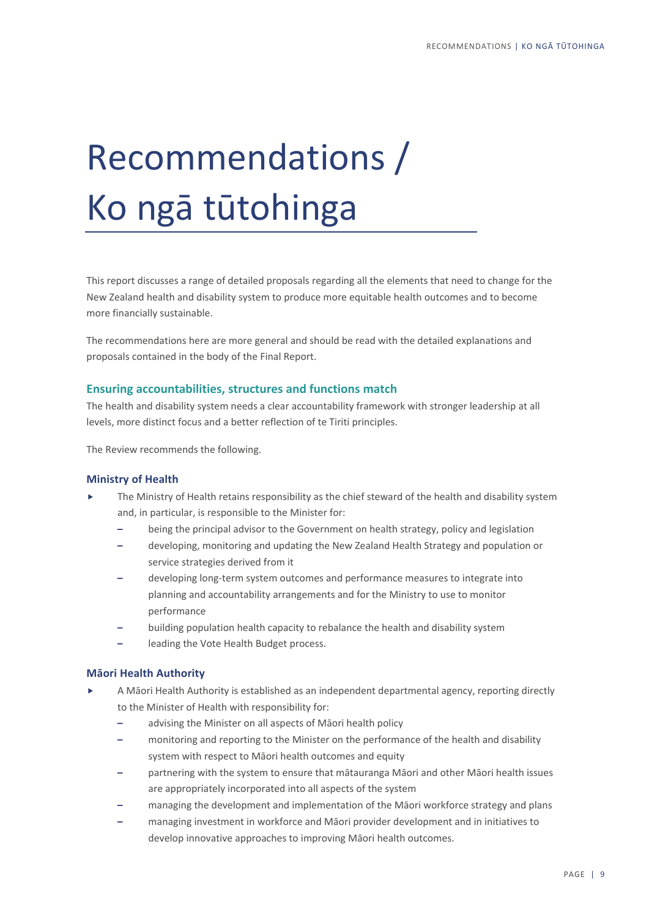# Recommendations / Ko ngā tūtohinga

This report discusses a range of detailed proposals regarding all the elements that need to change for the New Zealand health and disability system to produce more equitable health outcomes and to become more financially sustainable.

The recommendations here are more general and should be read with the detailed explanations and proposals contained in the body of the Final Report.

## Ensuring accountabilities, structures and functions match

The health and disability system needs a clear accountability framework with stronger leadership at all levels, more distinct focus and a better reflection of te Tiriti principles.

The Review recommends the following.

### Ministry of Health

- The Ministry of Health retains responsibility as the chief steward of the health and disability system and, in particular, is responsible to the Minister for:
  - being the principal advisor to the Government on health strategy, policy and legislation
  - developing, monitoring and updating the New Zealand Health Strategy and population or service strategies derived from it
  - developing long-term system outcomes and performance measures to integrate into planning and accountability arrangements and for the Ministry to use to monitor performance
  - building population health capacity to rebalance the health and disability system
  - leading the Vote Health Budget process.

### Māori Health Authority

- A Māori Health Authority is established as an independent departmental agency, reporting directly to the Minister of Health with responsibility for:
  - advising the Minister on all aspects of Māori health policy
  - monitoring and reporting to the Minister on the performance of the health and disability system with respect to Māori health outcomes and equity
  - partnering with the system to ensure that mātauranga Māori and other Māori health issues are appropriately incorporated into all aspects of the system
  - managing the development and implementation of the Māori workforce strategy and plans
  - managing investment in workforce and Māori provider development and in initiatives to develop innovative approaches to improving Māori health outcomes.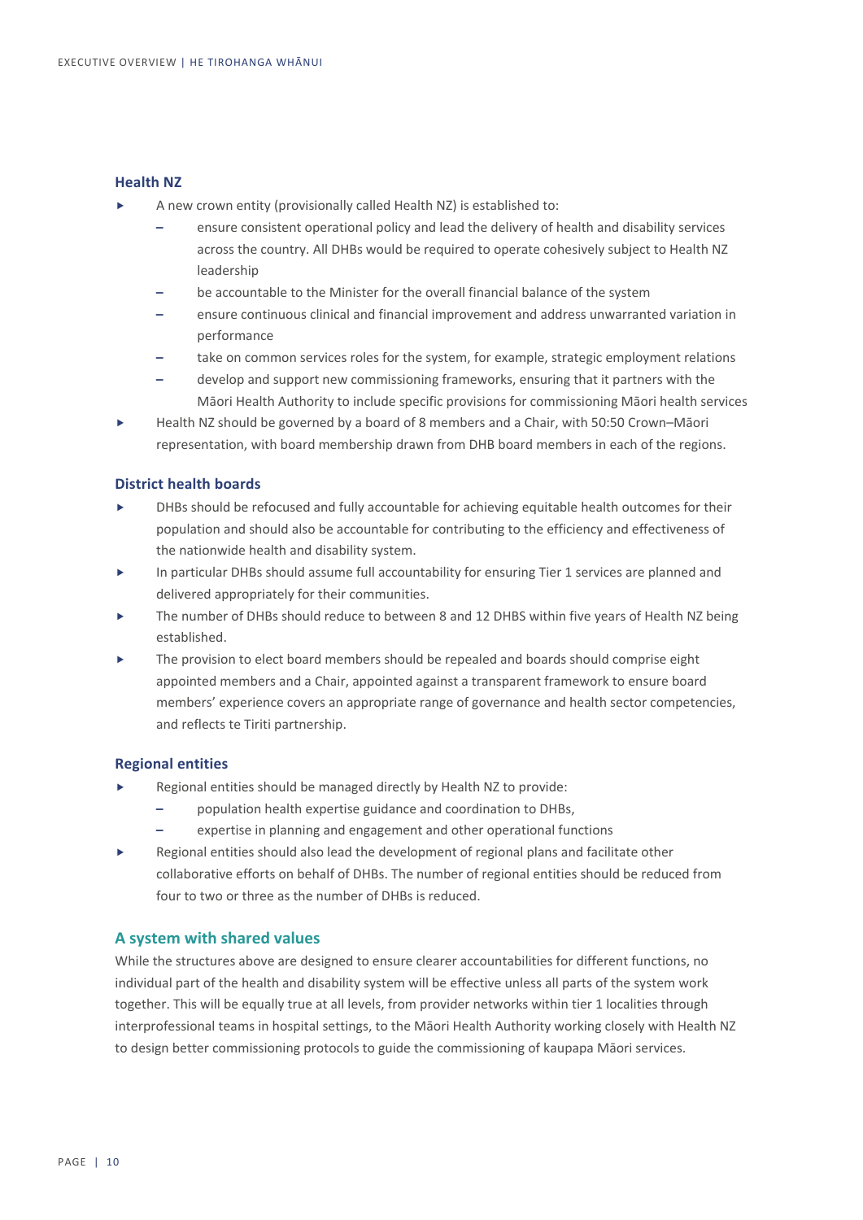### Health NZ

- A new crown entity (provisionally called Health NZ) is established to:
  - ensure consistent operational policy and lead the delivery of health and disability services across the country. All DHBs would be required to operate cohesively subject to Health NZ leadership
  - be accountable to the Minister for the overall financial balance of the system
  - ensure continuous clinical and financial improvement and address unwarranted variation in performance
  - take on common services roles for the system, for example, strategic employment relations
  - develop and support new commissioning frameworks, ensuring that it partners with the Māori Health Authority to include specific provisions for commissioning Māori health services
- Health NZ should be governed by a board of 8 members and a Chair, with 50:50 Crown–Māori representation, with board membership drawn from DHB board members in each of the regions.

### District health boards

- DHBs should be refocused and fully accountable for achieving equitable health outcomes for their population and should also be accountable for contributing to the efficiency and effectiveness of the nationwide health and disability system.
- In particular DHBs should assume full accountability for ensuring Tier 1 services are planned and delivered appropriately for their communities.
- The number of DHBs should reduce to between 8 and 12 DHBS within five years of Health NZ being established.
- The provision to elect board members should be repealed and boards should comprise eight appointed members and a Chair, appointed against a transparent framework to ensure board members' experience covers an appropriate range of governance and health sector competencies, and reflects te Tiriti partnership.

### Regional entities

- Regional entities should be managed directly by Health NZ to provide:
  - population health expertise guidance and coordination to DHBs,
  - expertise in planning and engagement and other operational functions
- Regional entities should also lead the development of regional plans and facilitate other collaborative efforts on behalf of DHBs. The number of regional entities should be reduced from four to two or three as the number of DHBs is reduced.

## A system with shared values

While the structures above are designed to ensure clearer accountabilities for different functions, no individual part of the health and disability system will be effective unless all parts of the system work together. This will be equally true at all levels, from provider networks within tier 1 localities through interprofessional teams in hospital settings, to the Māori Health Authority working closely with Health NZ to design better commissioning protocols to guide the commissioning of kaupapa Māori services.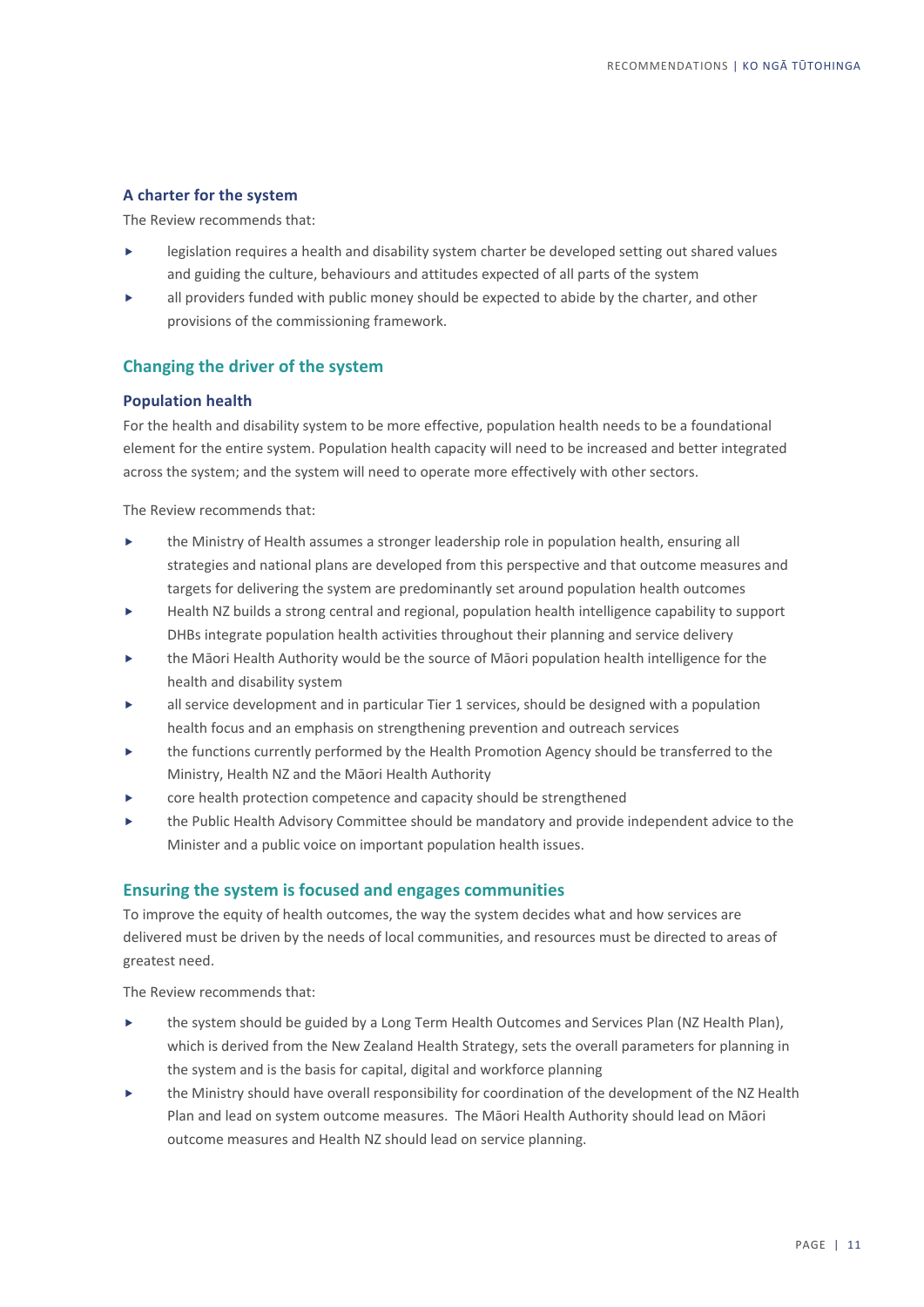### A charter for the system

The Review recommends that:

- legislation requires a health and disability system charter be developed setting out shared values and guiding the culture, behaviours and attitudes expected of all parts of the system
- all providers funded with public money should be expected to abide by the charter, and other provisions of the commissioning framework.

## Changing the driver of the system

### Population health

For the health and disability system to be more effective, population health needs to be a foundational element for the entire system. Population health capacity will need to be increased and better integrated across the system; and the system will need to operate more effectively with other sectors.

The Review recommends that:

- the Ministry of Health assumes a stronger leadership role in population health, ensuring all strategies and national plans are developed from this perspective and that outcome measures and targets for delivering the system are predominantly set around population health outcomes
- Health NZ builds a strong central and regional, population health intelligence capability to support DHBs integrate population health activities throughout their planning and service delivery
- the Māori Health Authority would be the source of Māori population health intelligence for the health and disability system
- all service development and in particular Tier 1 services, should be designed with a population health focus and an emphasis on strengthening prevention and outreach services
- the functions currently performed by the Health Promotion Agency should be transferred to the Ministry, Health NZ and the Māori Health Authority
- core health protection competence and capacity should be strengthened
- the Public Health Advisory Committee should be mandatory and provide independent advice to the Minister and a public voice on important population health issues.

## Ensuring the system is focused and engages communities

To improve the equity of health outcomes, the way the system decides what and how services are delivered must be driven by the needs of local communities, and resources must be directed to areas of greatest need.

The Review recommends that:

- the system should be guided by a Long Term Health Outcomes and Services Plan (NZ Health Plan), which is derived from the New Zealand Health Strategy, sets the overall parameters for planning in the system and is the basis for capital, digital and workforce planning
- the Ministry should have overall responsibility for coordination of the development of the NZ Health Plan and lead on system outcome measures. The Māori Health Authority should lead on Māori outcome measures and Health NZ should lead on service planning.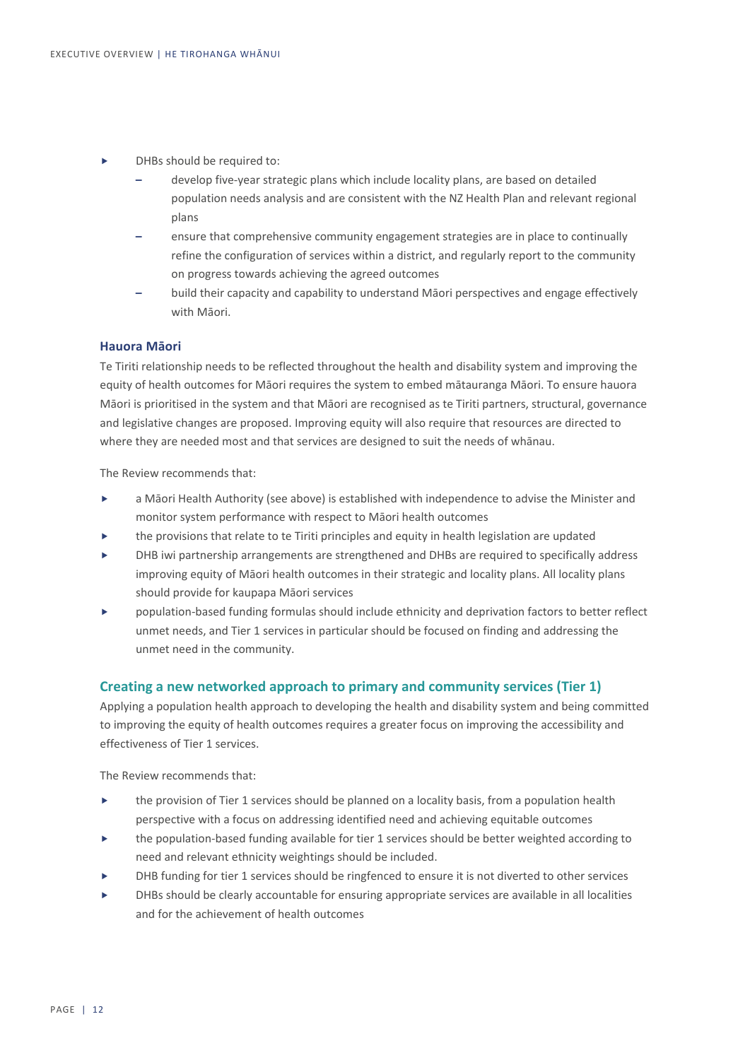- DHBs should be required to:
  - develop five-year strategic plans which include locality plans, are based on detailed population needs analysis and are consistent with the NZ Health Plan and relevant regional plans
  - ensure that comprehensive community engagement strategies are in place to continually refine the configuration of services within a district, and regularly report to the community on progress towards achieving the agreed outcomes
  - build their capacity and capability to understand Māori perspectives and engage effectively with Māori.

### Hauora Māori

Te Tiriti relationship needs to be reflected throughout the health and disability system and improving the equity of health outcomes for Māori requires the system to embed mātauranga Māori. To ensure hauora Māori is prioritised in the system and that Māori are recognised as te Tiriti partners, structural, governance and legislative changes are proposed. Improving equity will also require that resources are directed to where they are needed most and that services are designed to suit the needs of whānau.

The Review recommends that:

- a Māori Health Authority (see above) is established with independence to advise the Minister and monitor system performance with respect to Māori health outcomes
- the provisions that relate to te Tiriti principles and equity in health legislation are updated
- DHB iwi partnership arrangements are strengthened and DHBs are required to specifically address improving equity of Māori health outcomes in their strategic and locality plans. All locality plans should provide for kaupapa Māori services
- population-based funding formulas should include ethnicity and deprivation factors to better reflect unmet needs, and Tier 1 services in particular should be focused on finding and addressing the unmet need in the community.

## Creating a new networked approach to primary and community services (Tier 1)

Applying a population health approach to developing the health and disability system and being committed to improving the equity of health outcomes requires a greater focus on improving the accessibility and effectiveness of Tier 1 services.

The Review recommends that:

- the provision of Tier 1 services should be planned on a locality basis, from a population health perspective with a focus on addressing identified need and achieving equitable outcomes
- the population-based funding available for tier 1 services should be better weighted according to need and relevant ethnicity weightings should be included.
- DHB funding for tier 1 services should be ringfenced to ensure it is not diverted to other services
- DHBs should be clearly accountable for ensuring appropriate services are available in all localities and for the achievement of health outcomes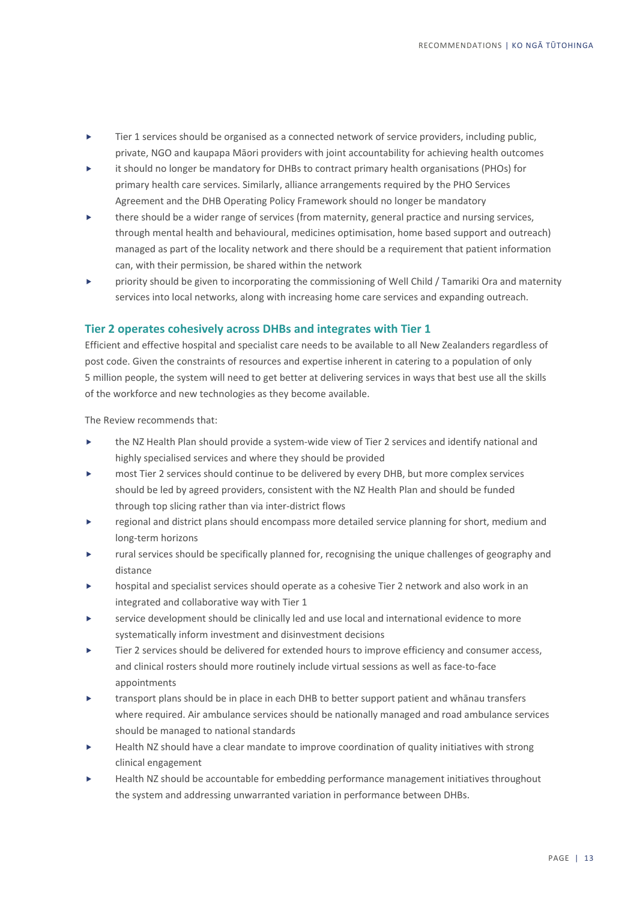- Tier 1 services should be organised as a connected network of service providers, including public, private, NGO and kaupapa Māori providers with joint accountability for achieving health outcomes
- it should no longer be mandatory for DHBs to contract primary health organisations (PHOs) for primary health care services. Similarly, alliance arrangements required by the PHO Services Agreement and the DHB Operating Policy Framework should no longer be mandatory
- there should be a wider range of services (from maternity, general practice and nursing services, through mental health and behavioural, medicines optimisation, home based support and outreach) managed as part of the locality network and there should be a requirement that patient information can, with their permission, be shared within the network
- priority should be given to incorporating the commissioning of Well Child / Tamariki Ora and maternity services into local networks, along with increasing home care services and expanding outreach.

### Tier 2 operates cohesively across DHBs and integrates with Tier 1

Efficient and effective hospital and specialist care needs to be available to all New Zealanders regardless of post code. Given the constraints of resources and expertise inherent in catering to a population of only 5 million people, the system will need to get better at delivering services in ways that best use all the skills of the workforce and new technologies as they become available.

The Review recommends that:

- the NZ Health Plan should provide a system-wide view of Tier 2 services and identify national and highly specialised services and where they should be provided
- most Tier 2 services should continue to be delivered by every DHB, but more complex services should be led by agreed providers, consistent with the NZ Health Plan and should be funded through top slicing rather than via inter-district flows
- regional and district plans should encompass more detailed service planning for short, medium and long-term horizons
- rural services should be specifically planned for, recognising the unique challenges of geography and distance
- hospital and specialist services should operate as a cohesive Tier 2 network and also work in an integrated and collaborative way with Tier 1
- service development should be clinically led and use local and international evidence to more systematically inform investment and disinvestment decisions
- Tier 2 services should be delivered for extended hours to improve efficiency and consumer access, and clinical rosters should more routinely include virtual sessions as well as face-to-face appointments
- transport plans should be in place in each DHB to better support patient and whānau transfers where required. Air ambulance services should be nationally managed and road ambulance services should be managed to national standards
- Health NZ should have a clear mandate to improve coordination of quality initiatives with strong clinical engagement
- Health NZ should be accountable for embedding performance management initiatives throughout the system and addressing unwarranted variation in performance between DHBs.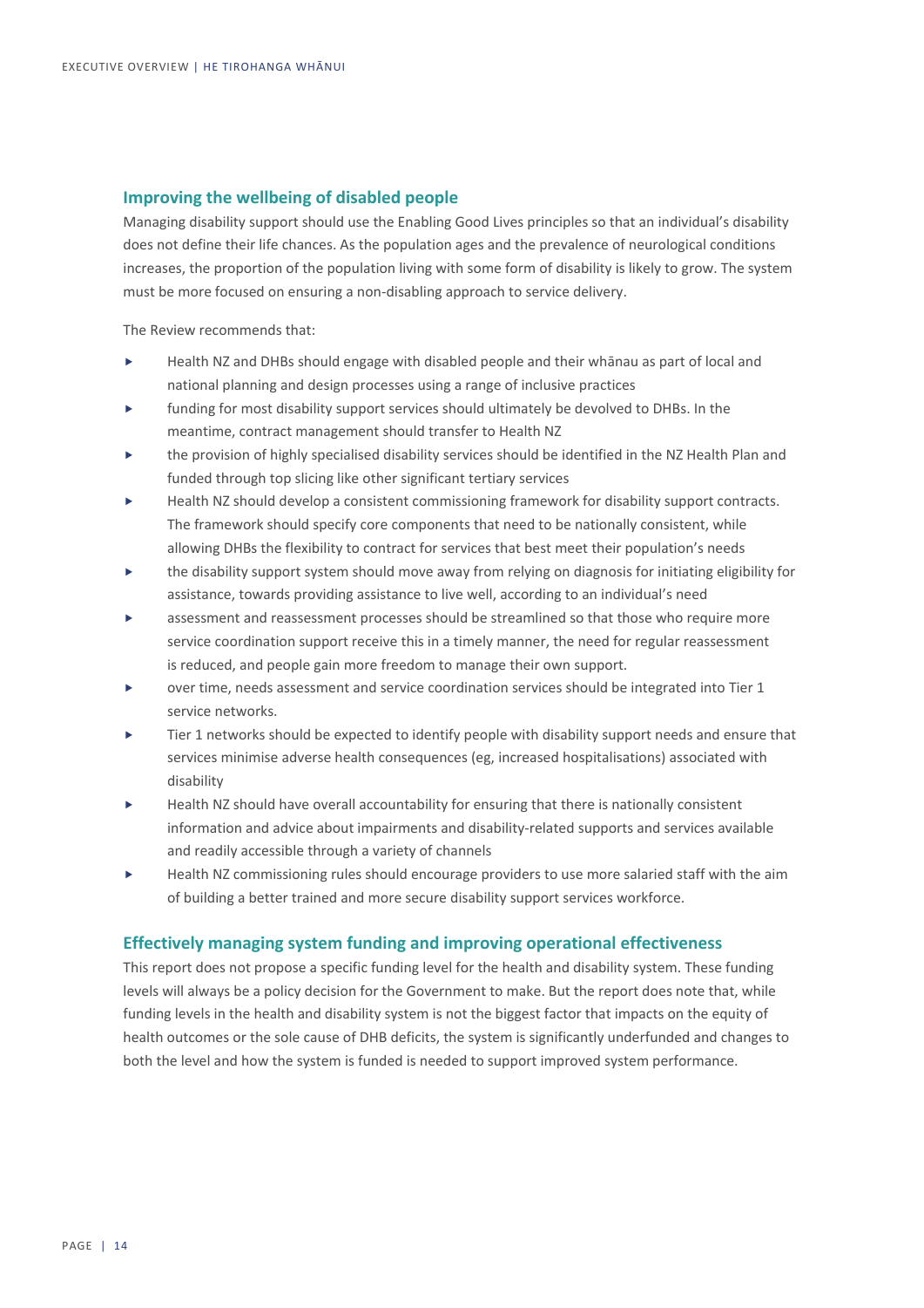## Improving the wellbeing of disabled people

Managing disability support should use the Enabling Good Lives principles so that an individual's disability does not define their life chances. As the population ages and the prevalence of neurological conditions increases, the proportion of the population living with some form of disability is likely to grow. The system must be more focused on ensuring a non-disabling approach to service delivery.

The Review recommends that:

- Health NZ and DHBs should engage with disabled people and their whānau as part of local and national planning and design processes using a range of inclusive practices
- funding for most disability support services should ultimately be devolved to DHBs. In the meantime, contract management should transfer to Health NZ
- the provision of highly specialised disability services should be identified in the NZ Health Plan and funded through top slicing like other significant tertiary services
- Health NZ should develop a consistent commissioning framework for disability support contracts. The framework should specify core components that need to be nationally consistent, while allowing DHBs the flexibility to contract for services that best meet their population's needs
- the disability support system should move away from relying on diagnosis for initiating eligibility for assistance, towards providing assistance to live well, according to an individual's need
- assessment and reassessment processes should be streamlined so that those who require more service coordination support receive this in a timely manner, the need for regular reassessment is reduced, and people gain more freedom to manage their own support.
- over time, needs assessment and service coordination services should be integrated into Tier 1 service networks.
- Tier 1 networks should be expected to identify people with disability support needs and ensure that services minimise adverse health consequences (eg, increased hospitalisations) associated with disability
- Health NZ should have overall accountability for ensuring that there is nationally consistent information and advice about impairments and disability-related supports and services available and readily accessible through a variety of channels
- Health NZ commissioning rules should encourage providers to use more salaried staff with the aim of building a better trained and more secure disability support services workforce.

## Effectively managing system funding and improving operational effectiveness

This report does not propose a specific funding level for the health and disability system. These funding levels will always be a policy decision for the Government to make. But the report does note that, while funding levels in the health and disability system is not the biggest factor that impacts on the equity of health outcomes or the sole cause of DHB deficits, the system is significantly underfunded and changes to both the level and how the system is funded is needed to support improved system performance.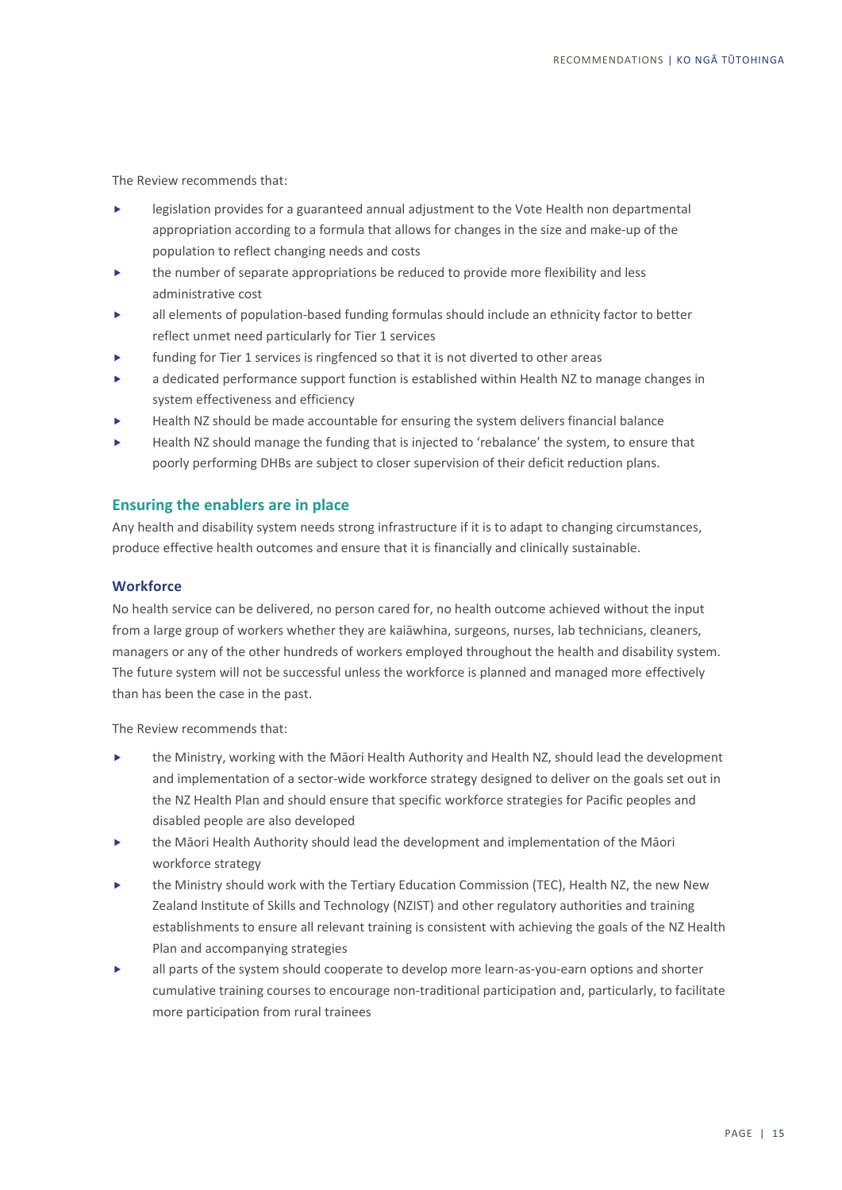The Review recommends that:

- legislation provides for a guaranteed annual adjustment to the Vote Health non departmental appropriation according to a formula that allows for changes in the size and make-up of the population to reflect changing needs and costs
- the number of separate appropriations be reduced to provide more flexibility and less administrative cost
- all elements of population-based funding formulas should include an ethnicity factor to better reflect unmet need particularly for Tier 1 services
- funding for Tier 1 services is ringfenced so that it is not diverted to other areas
- a dedicated performance support function is established within Health NZ to manage changes in system effectiveness and efficiency
- Health NZ should be made accountable for ensuring the system delivers financial balance
- Health NZ should manage the funding that is injected to 'rebalance' the system, to ensure that poorly performing DHBs are subject to closer supervision of their deficit reduction plans.

## Ensuring the enablers are in place

Any health and disability system needs strong infrastructure if it is to adapt to changing circumstances, produce effective health outcomes and ensure that it is financially and clinically sustainable.

### Workforce

No health service can be delivered, no person cared for, no health outcome achieved without the input from a large group of workers whether they are kaiāwhina, surgeons, nurses, lab technicians, cleaners, managers or any of the other hundreds of workers employed throughout the health and disability system. The future system will not be successful unless the workforce is planned and managed more effectively than has been the case in the past.

The Review recommends that:

- the Ministry, working with the Māori Health Authority and Health NZ, should lead the development and implementation of a sector-wide workforce strategy designed to deliver on the goals set out in the NZ Health Plan and should ensure that specific workforce strategies for Pacific peoples and disabled people are also developed
- the Māori Health Authority should lead the development and implementation of the Māori workforce strategy
- the Ministry should work with the Tertiary Education Commission (TEC), Health NZ, the new New Zealand Institute of Skills and Technology (NZIST) and other regulatory authorities and training establishments to ensure all relevant training is consistent with achieving the goals of the NZ Health Plan and accompanying strategies
- all parts of the system should cooperate to develop more learn-as-you-earn options and shorter cumulative training courses to encourage non-traditional participation and, particularly, to facilitate more participation from rural trainees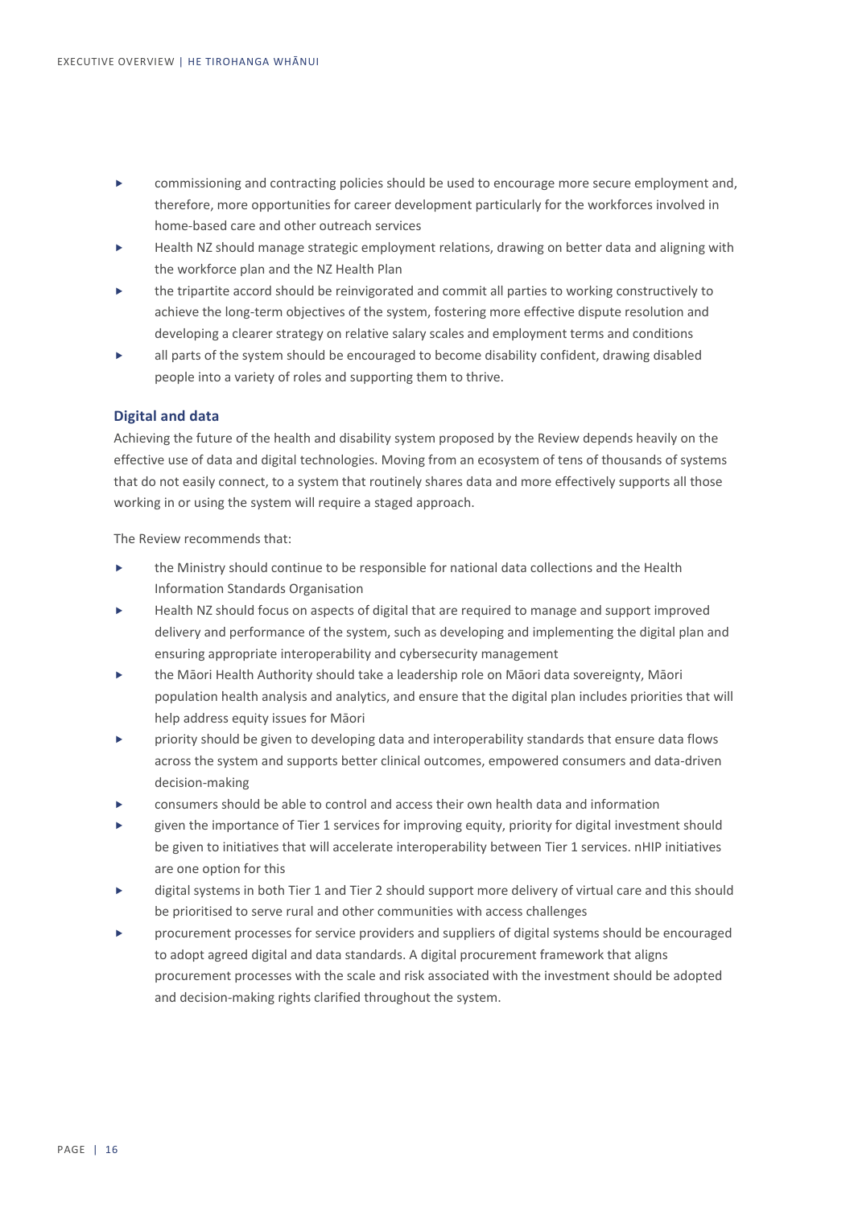- commissioning and contracting policies should be used to encourage more secure employment and, therefore, more opportunities for career development particularly for the workforces involved in home-based care and other outreach services
- Health NZ should manage strategic employment relations, drawing on better data and aligning with the workforce plan and the NZ Health Plan
- the tripartite accord should be reinvigorated and commit all parties to working constructively to achieve the long-term objectives of the system, fostering more effective dispute resolution and developing a clearer strategy on relative salary scales and employment terms and conditions
- all parts of the system should be encouraged to become disability confident, drawing disabled people into a variety of roles and supporting them to thrive.

### Digital and data

Achieving the future of the health and disability system proposed by the Review depends heavily on the effective use of data and digital technologies. Moving from an ecosystem of tens of thousands of systems that do not easily connect, to a system that routinely shares data and more effectively supports all those working in or using the system will require a staged approach.

The Review recommends that:

- the Ministry should continue to be responsible for national data collections and the Health Information Standards Organisation
- Health NZ should focus on aspects of digital that are required to manage and support improved delivery and performance of the system, such as developing and implementing the digital plan and ensuring appropriate interoperability and cybersecurity management
- the Māori Health Authority should take a leadership role on Māori data sovereignty, Māori population health analysis and analytics, and ensure that the digital plan includes priorities that will help address equity issues for Māori
- priority should be given to developing data and interoperability standards that ensure data flows across the system and supports better clinical outcomes, empowered consumers and data-driven decision-making
- consumers should be able to control and access their own health data and information
- given the importance of Tier 1 services for improving equity, priority for digital investment should be given to initiatives that will accelerate interoperability between Tier 1 services. nHIP initiatives are one option for this
- digital systems in both Tier 1 and Tier 2 should support more delivery of virtual care and this should be prioritised to serve rural and other communities with access challenges
- procurement processes for service providers and suppliers of digital systems should be encouraged to adopt agreed digital and data standards. A digital procurement framework that aligns procurement processes with the scale and risk associated with the investment should be adopted and decision-making rights clarified throughout the system.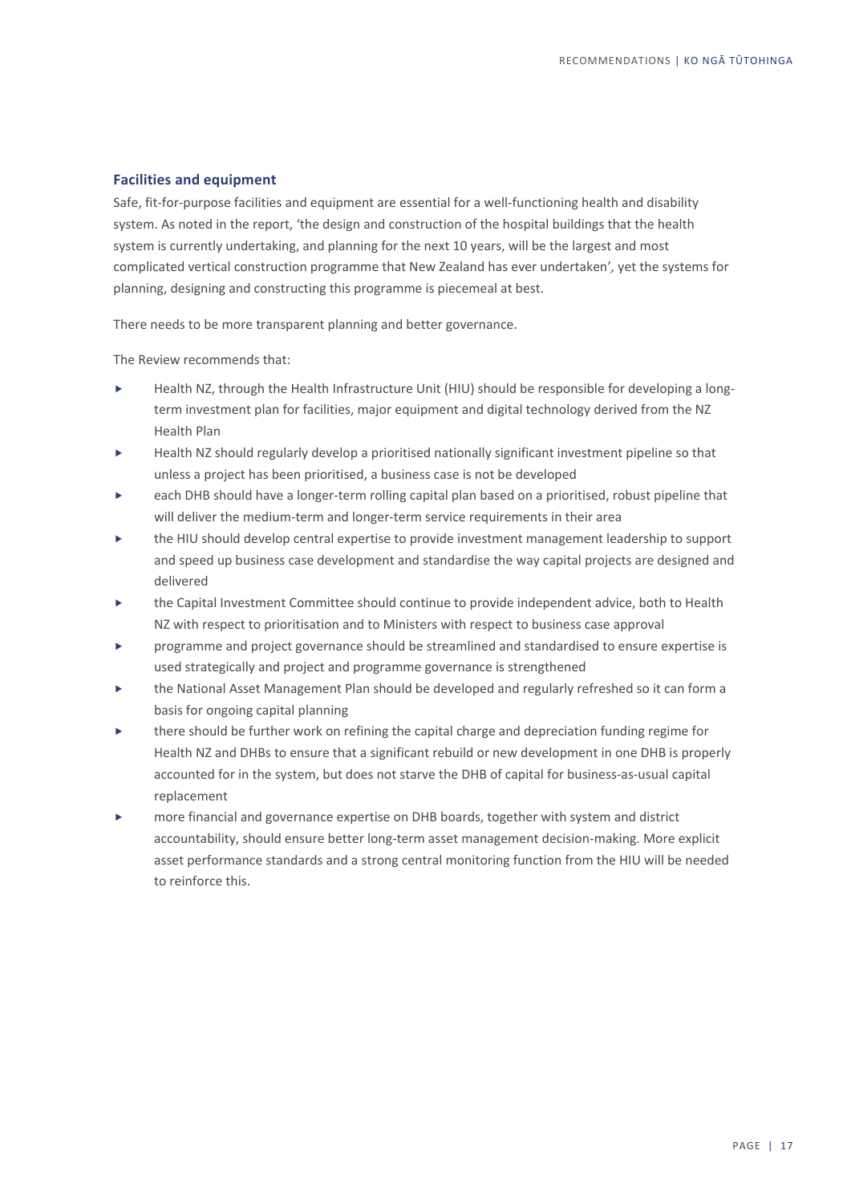### Facilities and equipment

Safe, fit-for-purpose facilities and equipment are essential for a well-functioning health and disability system. As noted in the report, 'the design and construction of the hospital buildings that the health system is currently undertaking, and planning for the next 10 years, will be the largest and most complicated vertical construction programme that New Zealand has ever undertaken', yet the systems for planning, designing and constructing this programme is piecemeal at best.

There needs to be more transparent planning and better governance.

The Review recommends that:

- Health NZ, through the Health Infrastructure Unit (HIU) should be responsible for developing a long-term investment plan for facilities, major equipment and digital technology derived from the NZ Health Plan
- Health NZ should regularly develop a prioritised nationally significant investment pipeline so that unless a project has been prioritised, a business case is not be developed
- each DHB should have a longer-term rolling capital plan based on a prioritised, robust pipeline that will deliver the medium-term and longer-term service requirements in their area
- the HIU should develop central expertise to provide investment management leadership to support and speed up business case development and standardise the way capital projects are designed and delivered
- the Capital Investment Committee should continue to provide independent advice, both to Health NZ with respect to prioritisation and to Ministers with respect to business case approval
- programme and project governance should be streamlined and standardised to ensure expertise is used strategically and project and programme governance is strengthened
- the National Asset Management Plan should be developed and regularly refreshed so it can form a basis for ongoing capital planning
- there should be further work on refining the capital charge and depreciation funding regime for Health NZ and DHBs to ensure that a significant rebuild or new development in one DHB is properly accounted for in the system, but does not starve the DHB of capital for business-as-usual capital replacement
- more financial and governance expertise on DHB boards, together with system and district accountability, should ensure better long-term asset management decision-making. More explicit asset performance standards and a strong central monitoring function from the HIU will be needed to reinforce this.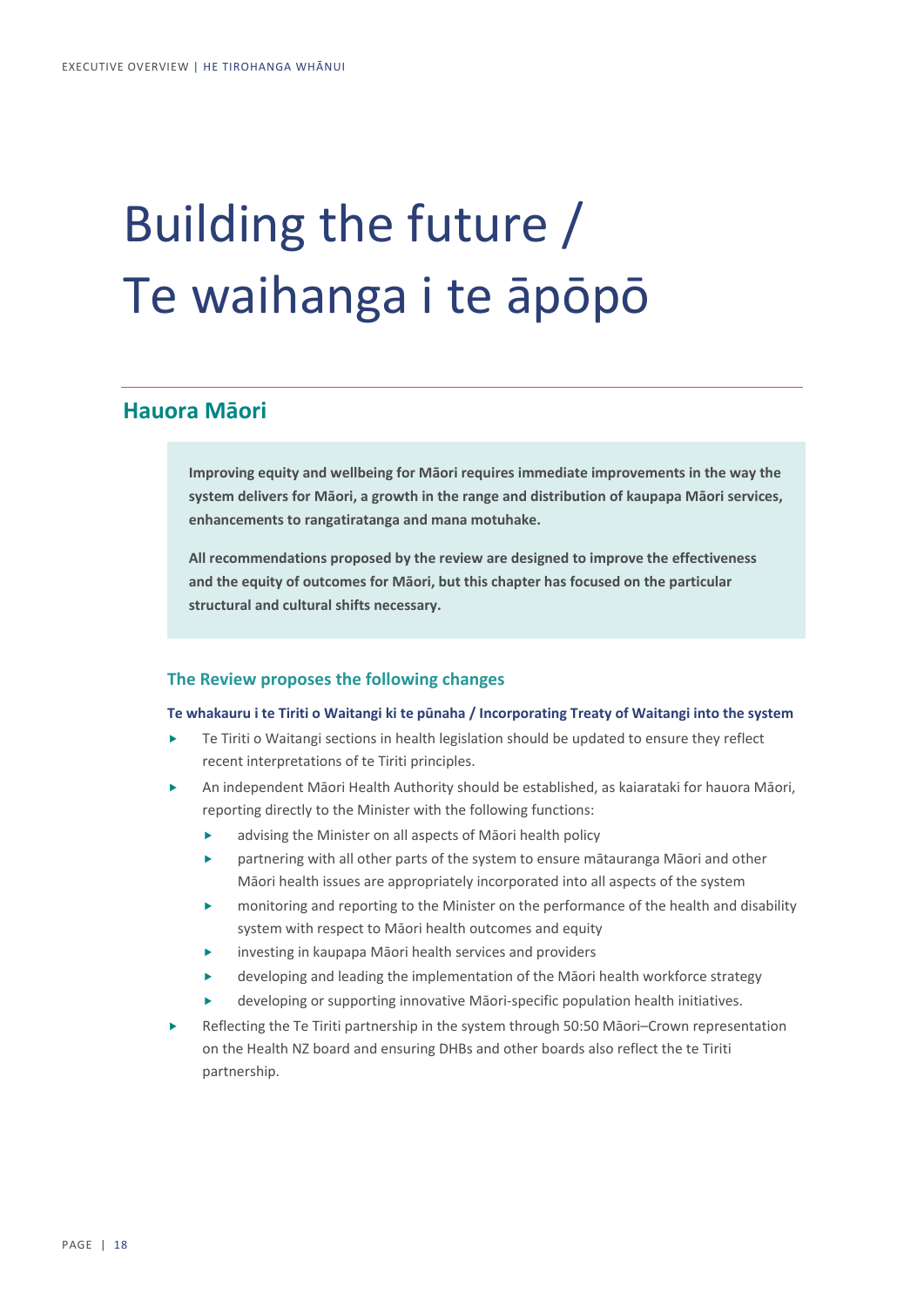# Building the future / Te waihanga i te āpōpō

## Hauora Māori

**Improving equity and wellbeing for Māori requires immediate improvements in the way the system delivers for Māori, a growth in the range and distribution of kaupapa Māori services, enhancements to rangatiratanga and mana motuhake.**

**All recommendations proposed by the review are designed to improve the effectiveness and the equity of outcomes for Māori, but this chapter has focused on the particular structural and cultural shifts necessary.**

### The Review proposes the following changes

**Te whakauru i te Tiriti o Waitangi ki te pūnaha / Incorporating Treaty of Waitangi into the system**

- Te Tiriti o Waitangi sections in health legislation should be updated to ensure they reflect recent interpretations of te Tiriti principles.
- An independent Māori Health Authority should be established, as kaiarataki for hauora Māori, reporting directly to the Minister with the following functions:
  - advising the Minister on all aspects of Māori health policy
  - partnering with all other parts of the system to ensure mātauranga Māori and other Māori health issues are appropriately incorporated into all aspects of the system
  - monitoring and reporting to the Minister on the performance of the health and disability system with respect to Māori health outcomes and equity
  - investing in kaupapa Māori health services and providers
  - developing and leading the implementation of the Māori health workforce strategy
  - developing or supporting innovative Māori-specific population health initiatives.
- Reflecting the Te Tiriti partnership in the system through 50:50 Māori–Crown representation on the Health NZ board and ensuring DHBs and other boards also reflect the te Tiriti partnership.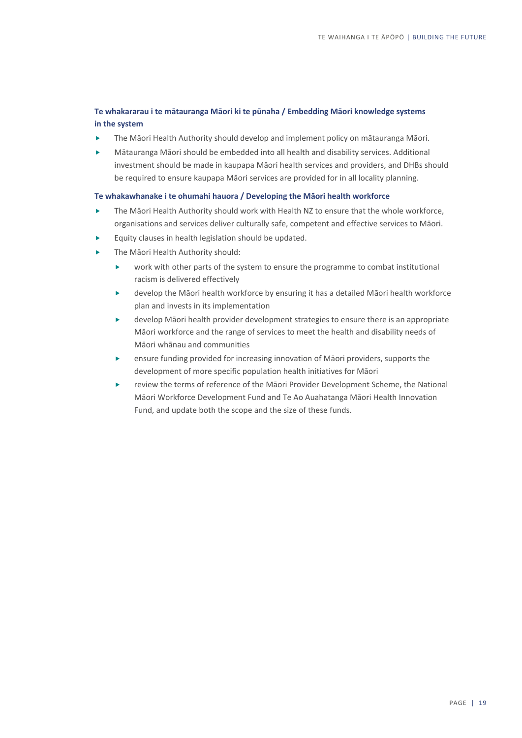### Te whakararau i te mātauranga Māori ki te pūnaha / Embedding Māori knowledge systems in the system

- The Māori Health Authority should develop and implement policy on mātauranga Māori.
- Mātauranga Māori should be embedded into all health and disability services. Additional investment should be made in kaupapa Māori health services and providers, and DHBs should be required to ensure kaupapa Māori services are provided for in all locality planning.

### Te whakawhanake i te ohumahi hauora / Developing the Māori health workforce

- The Māori Health Authority should work with Health NZ to ensure that the whole workforce, organisations and services deliver culturally safe, competent and effective services to Māori.
- Equity clauses in health legislation should be updated.
- The Māori Health Authority should:
  - work with other parts of the system to ensure the programme to combat institutional racism is delivered effectively
  - develop the Māori health workforce by ensuring it has a detailed Māori health workforce plan and invests in its implementation
  - develop Māori health provider development strategies to ensure there is an appropriate Māori workforce and the range of services to meet the health and disability needs of Māori whānau and communities
  - ensure funding provided for increasing innovation of Māori providers, supports the development of more specific population health initiatives for Māori
  - review the terms of reference of the Māori Provider Development Scheme, the National Māori Workforce Development Fund and Te Ao Auahatanga Māori Health Innovation Fund, and update both the scope and the size of these funds.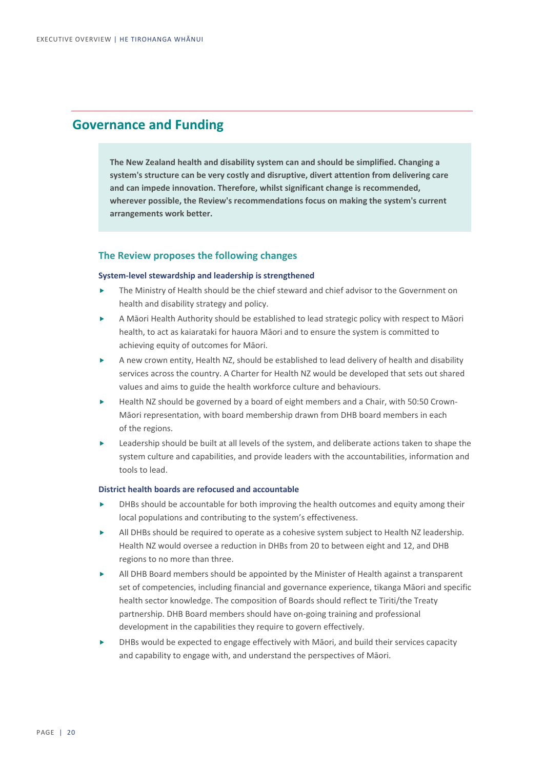## Governance and Funding

**The New Zealand health and disability system can and should be simplified. Changing a system's structure can be very costly and disruptive, divert attention from delivering care and can impede innovation. Therefore, whilst significant change is recommended, wherever possible, the Review's recommendations focus on making the system's current arrangements work better.**

### The Review proposes the following changes

#### System-level stewardship and leadership is strengthened

- The Ministry of Health should be the chief steward and chief advisor to the Government on health and disability strategy and policy.
- A Māori Health Authority should be established to lead strategic policy with respect to Māori health, to act as kaiarataki for hauora Māori and to ensure the system is committed to achieving equity of outcomes for Māori.
- A new crown entity, Health NZ, should be established to lead delivery of health and disability services across the country. A Charter for Health NZ would be developed that sets out shared values and aims to guide the health workforce culture and behaviours.
- Health NZ should be governed by a board of eight members and a Chair, with 50:50 Crown-Māori representation, with board membership drawn from DHB board members in each of the regions.
- Leadership should be built at all levels of the system, and deliberate actions taken to shape the system culture and capabilities, and provide leaders with the accountabilities, information and tools to lead.

#### District health boards are refocused and accountable

- DHBs should be accountable for both improving the health outcomes and equity among their local populations and contributing to the system's effectiveness.
- All DHBs should be required to operate as a cohesive system subject to Health NZ leadership. Health NZ would oversee a reduction in DHBs from 20 to between eight and 12, and DHB regions to no more than three.
- All DHB Board members should be appointed by the Minister of Health against a transparent set of competencies, including financial and governance experience, tikanga Māori and specific health sector knowledge. The composition of Boards should reflect te Tiriti/the Treaty partnership. DHB Board members should have on-going training and professional development in the capabilities they require to govern effectively.
- DHBs would be expected to engage effectively with Māori, and build their services capacity and capability to engage with, and understand the perspectives of Māori.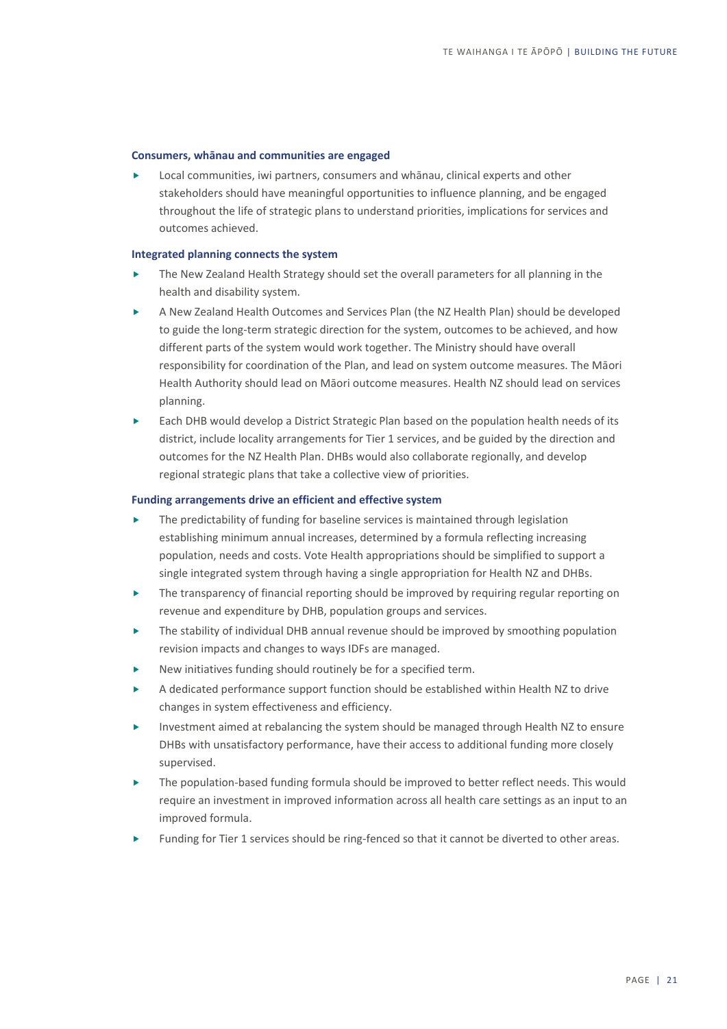**Consumers, whānau and communities are engaged**

- Local communities, iwi partners, consumers and whānau, clinical experts and other stakeholders should have meaningful opportunities to influence planning, and be engaged throughout the life of strategic plans to understand priorities, implications for services and outcomes achieved.

**Integrated planning connects the system**

- The New Zealand Health Strategy should set the overall parameters for all planning in the health and disability system.
- A New Zealand Health Outcomes and Services Plan (the NZ Health Plan) should be developed to guide the long-term strategic direction for the system, outcomes to be achieved, and how different parts of the system would work together. The Ministry should have overall responsibility for coordination of the Plan, and lead on system outcome measures. The Māori Health Authority should lead on Māori outcome measures. Health NZ should lead on services planning.
- Each DHB would develop a District Strategic Plan based on the population health needs of its district, include locality arrangements for Tier 1 services, and be guided by the direction and outcomes for the NZ Health Plan. DHBs would also collaborate regionally, and develop regional strategic plans that take a collective view of priorities.

**Funding arrangements drive an efficient and effective system**

- The predictability of funding for baseline services is maintained through legislation establishing minimum annual increases, determined by a formula reflecting increasing population, needs and costs. Vote Health appropriations should be simplified to support a single integrated system through having a single appropriation for Health NZ and DHBs.
- The transparency of financial reporting should be improved by requiring regular reporting on revenue and expenditure by DHB, population groups and services.
- The stability of individual DHB annual revenue should be improved by smoothing population revision impacts and changes to ways IDFs are managed.
- New initiatives funding should routinely be for a specified term.
- A dedicated performance support function should be established within Health NZ to drive changes in system effectiveness and efficiency.
- Investment aimed at rebalancing the system should be managed through Health NZ to ensure DHBs with unsatisfactory performance, have their access to additional funding more closely supervised.
- The population-based funding formula should be improved to better reflect needs. This would require an investment in improved information across all health care settings as an input to an improved formula.
- Funding for Tier 1 services should be ring-fenced so that it cannot be diverted to other areas.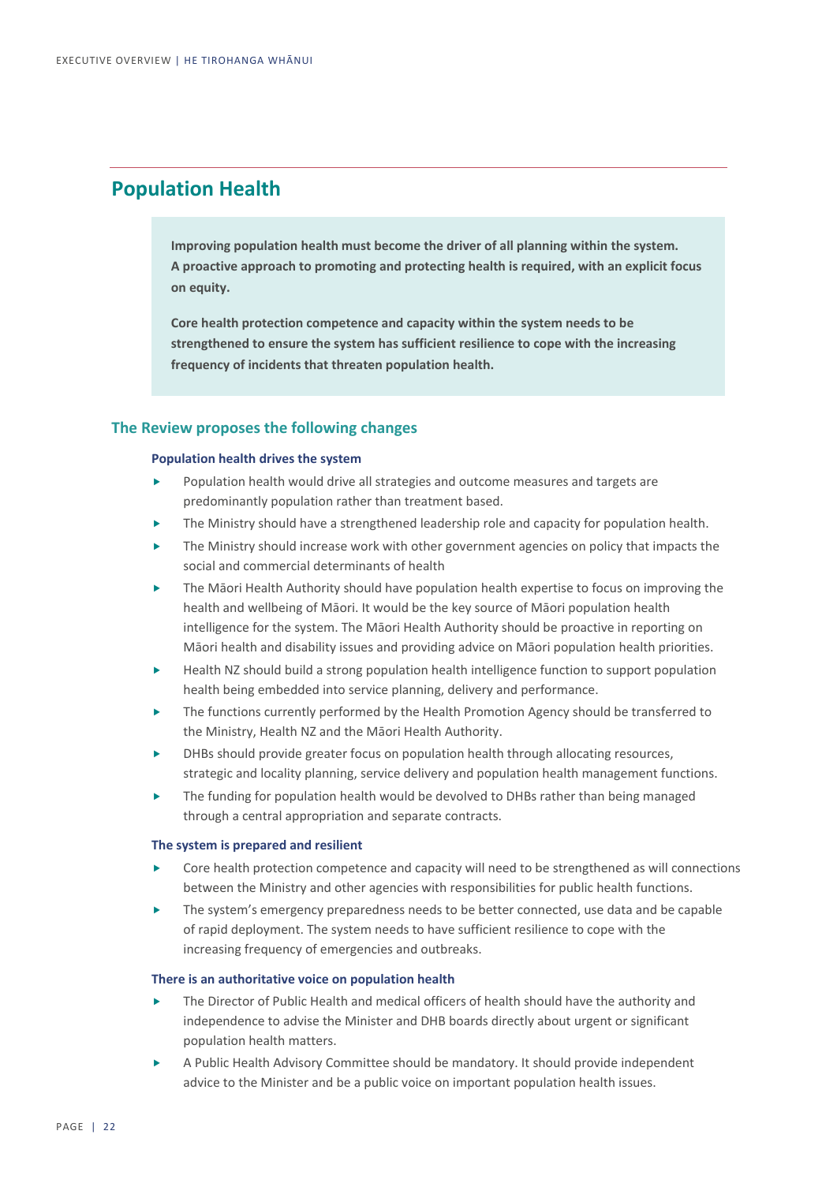## Population Health

**Improving population health must become the driver of all planning within the system. A proactive approach to promoting and protecting health is required, with an explicit focus on equity.**

**Core health protection competence and capacity within the system needs to be strengthened to ensure the system has sufficient resilience to cope with the increasing frequency of incidents that threaten population health.**

### The Review proposes the following changes

#### Population health drives the system

- Population health would drive all strategies and outcome measures and targets are predominantly population rather than treatment based.
- The Ministry should have a strengthened leadership role and capacity for population health.
- The Ministry should increase work with other government agencies on policy that impacts the social and commercial determinants of health
- The Māori Health Authority should have population health expertise to focus on improving the health and wellbeing of Māori. It would be the key source of Māori population health intelligence for the system. The Māori Health Authority should be proactive in reporting on Māori health and disability issues and providing advice on Māori population health priorities.
- Health NZ should build a strong population health intelligence function to support population health being embedded into service planning, delivery and performance.
- The functions currently performed by the Health Promotion Agency should be transferred to the Ministry, Health NZ and the Māori Health Authority.
- DHBs should provide greater focus on population health through allocating resources, strategic and locality planning, service delivery and population health management functions.
- The funding for population health would be devolved to DHBs rather than being managed through a central appropriation and separate contracts.

#### The system is prepared and resilient

- Core health protection competence and capacity will need to be strengthened as will connections between the Ministry and other agencies with responsibilities for public health functions.
- The system's emergency preparedness needs to be better connected, use data and be capable of rapid deployment. The system needs to have sufficient resilience to cope with the increasing frequency of emergencies and outbreaks.

#### There is an authoritative voice on population health

- The Director of Public Health and medical officers of health should have the authority and independence to advise the Minister and DHB boards directly about urgent or significant population health matters.
- A Public Health Advisory Committee should be mandatory. It should provide independent advice to the Minister and be a public voice on important population health issues.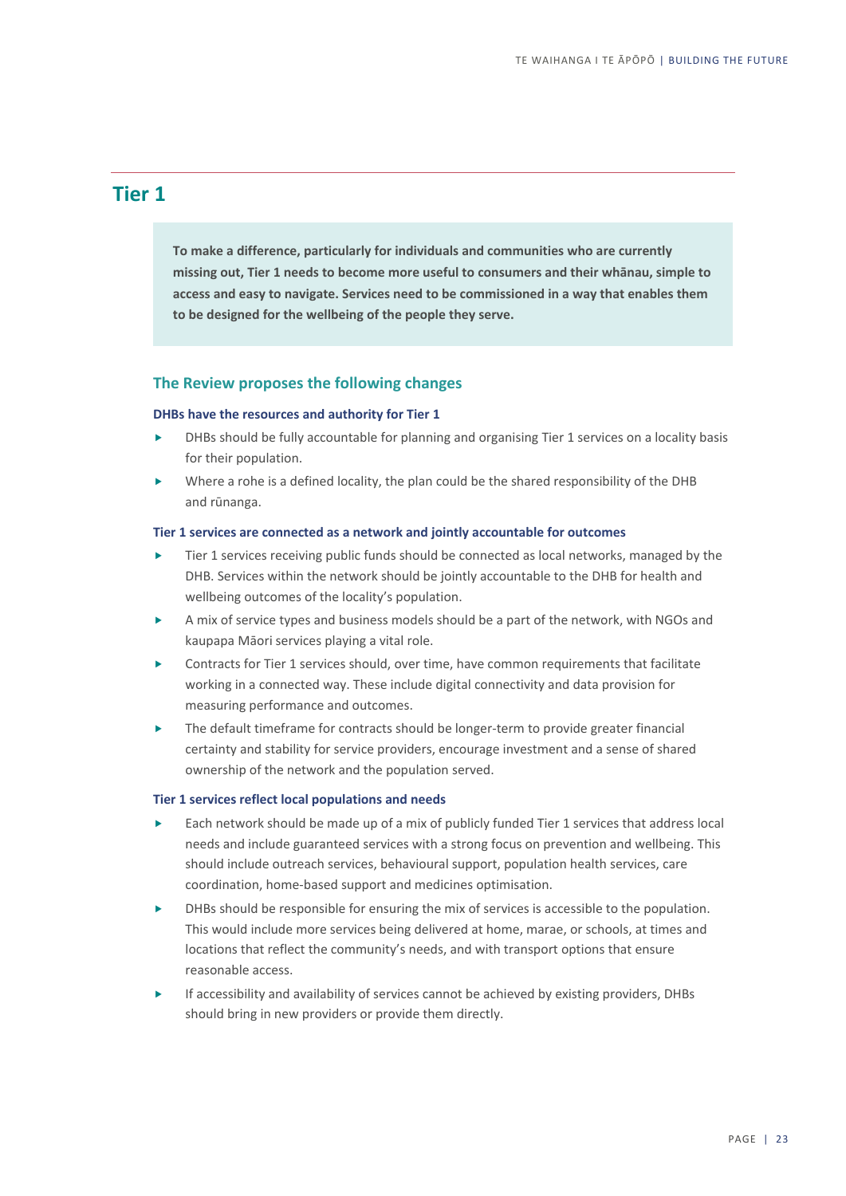## Tier 1

**To make a difference, particularly for individuals and communities who are currently missing out, Tier 1 needs to become more useful to consumers and their whānau, simple to access and easy to navigate. Services need to be commissioned in a way that enables them to be designed for the wellbeing of the people they serve.**

### The Review proposes the following changes

#### DHBs have the resources and authority for Tier 1

- DHBs should be fully accountable for planning and organising Tier 1 services on a locality basis for their population.
- Where a rohe is a defined locality, the plan could be the shared responsibility of the DHB and rūnanga.

#### Tier 1 services are connected as a network and jointly accountable for outcomes

- Tier 1 services receiving public funds should be connected as local networks, managed by the DHB. Services within the network should be jointly accountable to the DHB for health and wellbeing outcomes of the locality's population.
- A mix of service types and business models should be a part of the network, with NGOs and kaupapa Māori services playing a vital role.
- Contracts for Tier 1 services should, over time, have common requirements that facilitate working in a connected way. These include digital connectivity and data provision for measuring performance and outcomes.
- The default timeframe for contracts should be longer-term to provide greater financial certainty and stability for service providers, encourage investment and a sense of shared ownership of the network and the population served.

#### Tier 1 services reflect local populations and needs

- Each network should be made up of a mix of publicly funded Tier 1 services that address local needs and include guaranteed services with a strong focus on prevention and wellbeing. This should include outreach services, behavioural support, population health services, care coordination, home-based support and medicines optimisation.
- DHBs should be responsible for ensuring the mix of services is accessible to the population. This would include more services being delivered at home, marae, or schools, at times and locations that reflect the community's needs, and with transport options that ensure reasonable access.
- If accessibility and availability of services cannot be achieved by existing providers, DHBs should bring in new providers or provide them directly.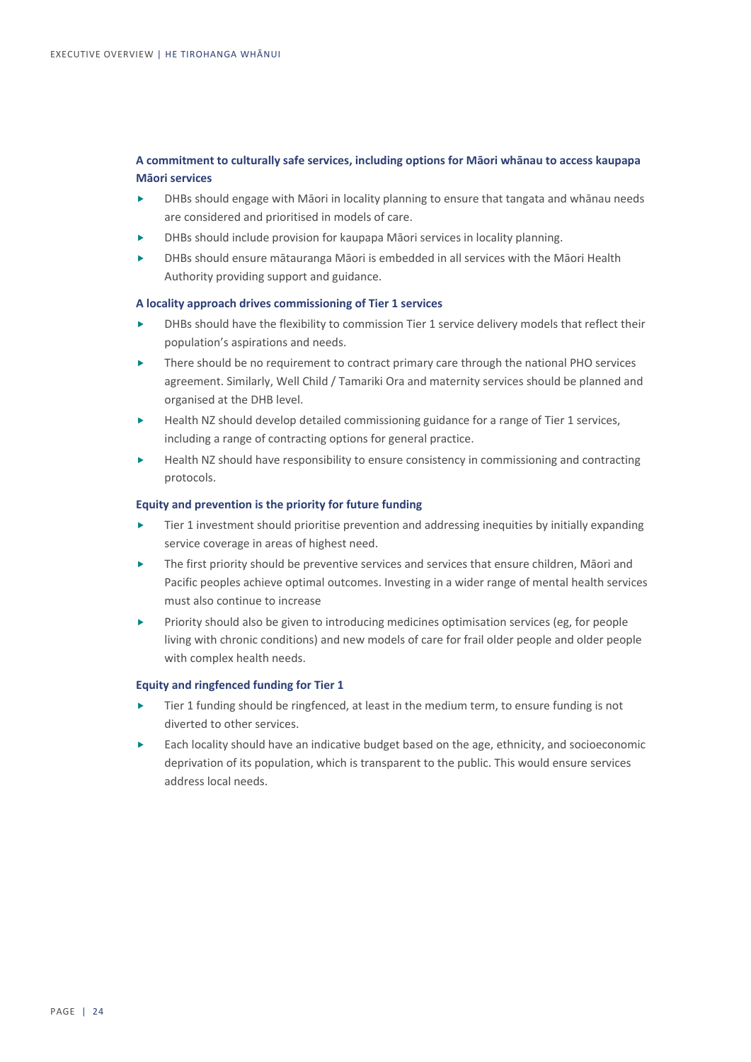**A commitment to culturally safe services, including options for Māori whānau to access kaupapa Māori services**

- DHBs should engage with Māori in locality planning to ensure that tangata and whānau needs are considered and prioritised in models of care.
- DHBs should include provision for kaupapa Māori services in locality planning.
- DHBs should ensure mātauranga Māori is embedded in all services with the Māori Health Authority providing support and guidance.

**A locality approach drives commissioning of Tier 1 services**

- DHBs should have the flexibility to commission Tier 1 service delivery models that reflect their population's aspirations and needs.
- There should be no requirement to contract primary care through the national PHO services agreement. Similarly, Well Child / Tamariki Ora and maternity services should be planned and organised at the DHB level.
- Health NZ should develop detailed commissioning guidance for a range of Tier 1 services, including a range of contracting options for general practice.
- Health NZ should have responsibility to ensure consistency in commissioning and contracting protocols.

**Equity and prevention is the priority for future funding**

- Tier 1 investment should prioritise prevention and addressing inequities by initially expanding service coverage in areas of highest need.
- The first priority should be preventive services and services that ensure children, Māori and Pacific peoples achieve optimal outcomes. Investing in a wider range of mental health services must also continue to increase
- Priority should also be given to introducing medicines optimisation services (eg, for people living with chronic conditions) and new models of care for frail older people and older people with complex health needs.

**Equity and ringfenced funding for Tier 1**

- Tier 1 funding should be ringfenced, at least in the medium term, to ensure funding is not diverted to other services.
- Each locality should have an indicative budget based on the age, ethnicity, and socioeconomic deprivation of its population, which is transparent to the public. This would ensure services address local needs.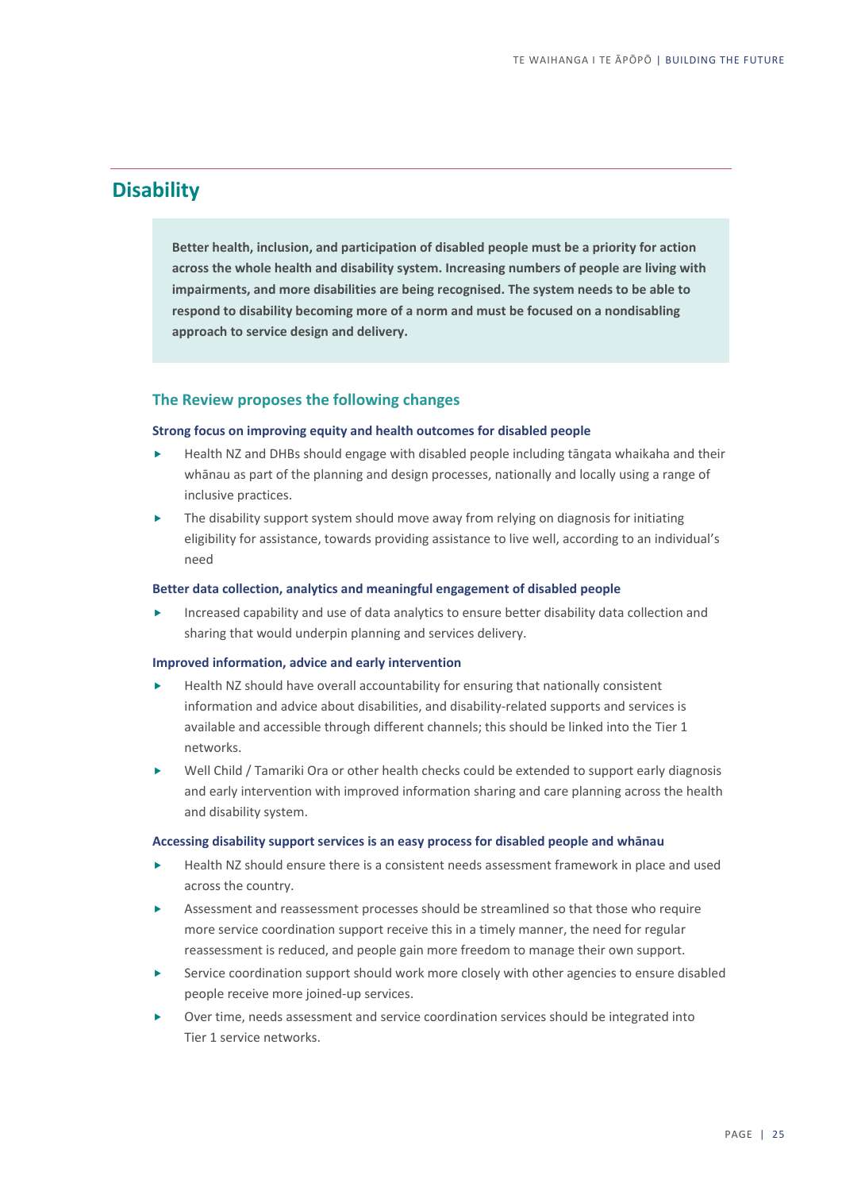## Disability

**Better health, inclusion, and participation of disabled people must be a priority for action across the whole health and disability system. Increasing numbers of people are living with impairments, and more disabilities are being recognised. The system needs to be able to respond to disability becoming more of a norm and must be focused on a nondisabling approach to service design and delivery.**

### The Review proposes the following changes

#### Strong focus on improving equity and health outcomes for disabled people

- Health NZ and DHBs should engage with disabled people including tāngata whaikaha and their whānau as part of the planning and design processes, nationally and locally using a range of inclusive practices.
- The disability support system should move away from relying on diagnosis for initiating eligibility for assistance, towards providing assistance to live well, according to an individual's need

#### Better data collection, analytics and meaningful engagement of disabled people

- Increased capability and use of data analytics to ensure better disability data collection and sharing that would underpin planning and services delivery.

#### Improved information, advice and early intervention

- Health NZ should have overall accountability for ensuring that nationally consistent information and advice about disabilities, and disability-related supports and services is available and accessible through different channels; this should be linked into the Tier 1 networks.
- Well Child / Tamariki Ora or other health checks could be extended to support early diagnosis and early intervention with improved information sharing and care planning across the health and disability system.

#### Accessing disability support services is an easy process for disabled people and whānau

- Health NZ should ensure there is a consistent needs assessment framework in place and used across the country.
- Assessment and reassessment processes should be streamlined so that those who require more service coordination support receive this in a timely manner, the need for regular reassessment is reduced, and people gain more freedom to manage their own support.
- Service coordination support should work more closely with other agencies to ensure disabled people receive more joined-up services.
- Over time, needs assessment and service coordination services should be integrated into Tier 1 service networks.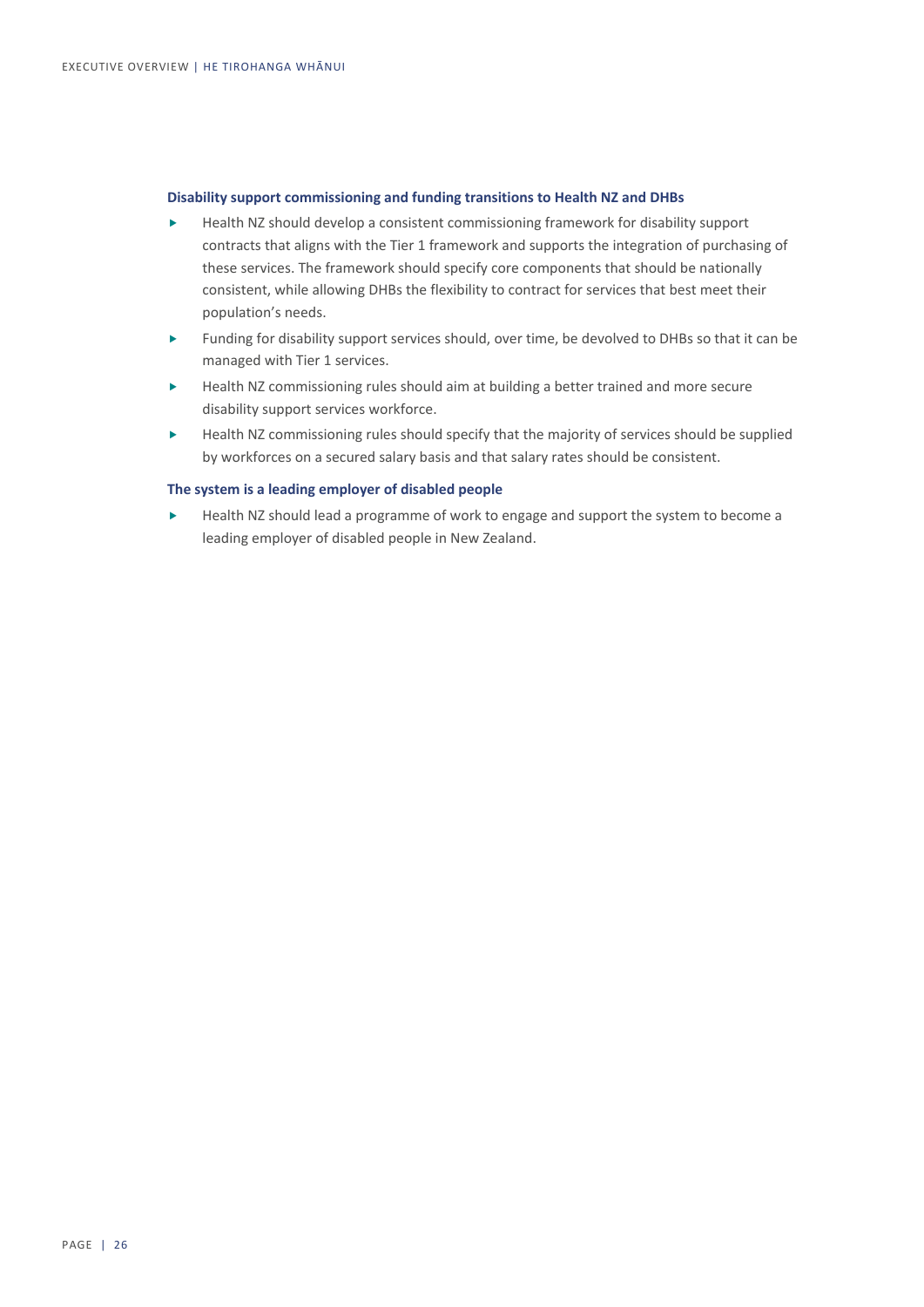### Disability support commissioning and funding transitions to Health NZ and DHBs

- Health NZ should develop a consistent commissioning framework for disability support contracts that aligns with the Tier 1 framework and supports the integration of purchasing of these services. The framework should specify core components that should be nationally consistent, while allowing DHBs the flexibility to contract for services that best meet their population's needs.
- Funding for disability support services should, over time, be devolved to DHBs so that it can be managed with Tier 1 services.
- Health NZ commissioning rules should aim at building a better trained and more secure disability support services workforce.
- Health NZ commissioning rules should specify that the majority of services should be supplied by workforces on a secured salary basis and that salary rates should be consistent.

### The system is a leading employer of disabled people

- Health NZ should lead a programme of work to engage and support the system to become a leading employer of disabled people in New Zealand.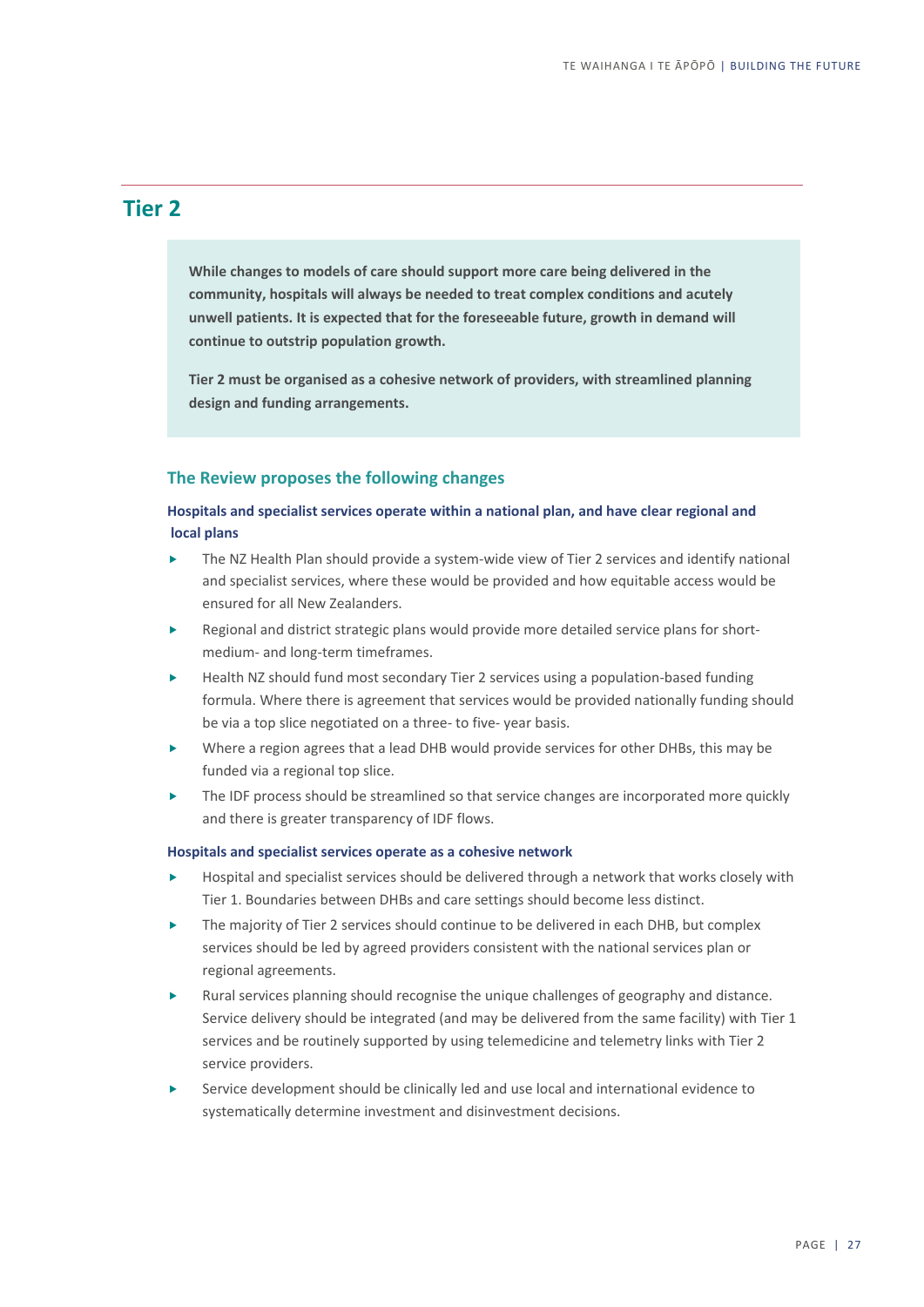## Tier 2

**While changes to models of care should support more care being delivered in the community, hospitals will always be needed to treat complex conditions and acutely unwell patients. It is expected that for the foreseeable future, growth in demand will continue to outstrip population growth.**

**Tier 2 must be organised as a cohesive network of providers, with streamlined planning design and funding arrangements.**

### The Review proposes the following changes

#### Hospitals and specialist services operate within a national plan, and have clear regional and local plans

- The NZ Health Plan should provide a system-wide view of Tier 2 services and identify national and specialist services, where these would be provided and how equitable access would be ensured for all New Zealanders.
- Regional and district strategic plans would provide more detailed service plans for short- medium- and long-term timeframes.
- Health NZ should fund most secondary Tier 2 services using a population-based funding formula. Where there is agreement that services would be provided nationally funding should be via a top slice negotiated on a three- to five- year basis.
- Where a region agrees that a lead DHB would provide services for other DHBs, this may be funded via a regional top slice.
- The IDF process should be streamlined so that service changes are incorporated more quickly and there is greater transparency of IDF flows.

#### Hospitals and specialist services operate as a cohesive network

- Hospital and specialist services should be delivered through a network that works closely with Tier 1. Boundaries between DHBs and care settings should become less distinct.
- The majority of Tier 2 services should continue to be delivered in each DHB, but complex services should be led by agreed providers consistent with the national services plan or regional agreements.
- Rural services planning should recognise the unique challenges of geography and distance. Service delivery should be integrated (and may be delivered from the same facility) with Tier 1 services and be routinely supported by using telemedicine and telemetry links with Tier 2 service providers.
- Service development should be clinically led and use local and international evidence to systematically determine investment and disinvestment decisions.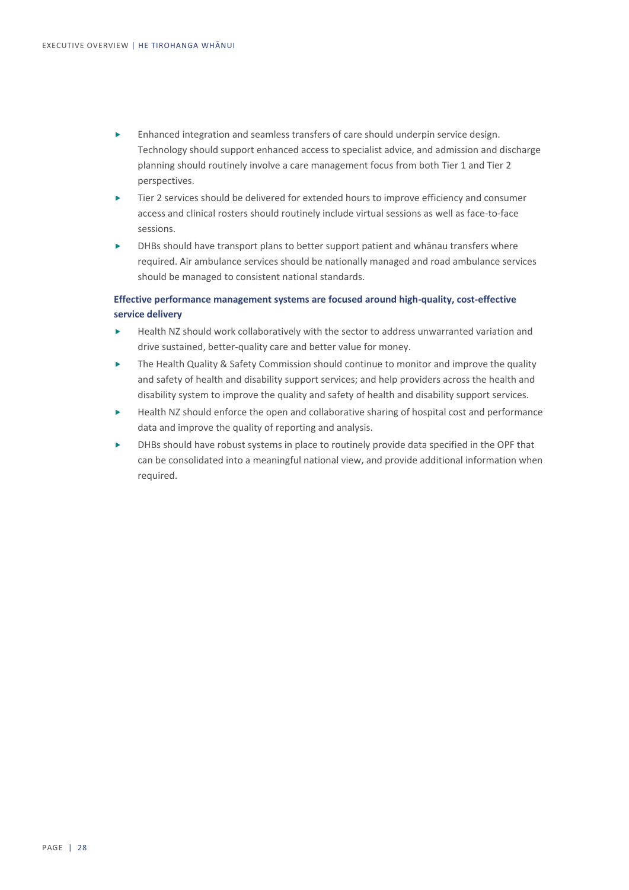- Enhanced integration and seamless transfers of care should underpin service design. Technology should support enhanced access to specialist advice, and admission and discharge planning should routinely involve a care management focus from both Tier 1 and Tier 2 perspectives.
- Tier 2 services should be delivered for extended hours to improve efficiency and consumer access and clinical rosters should routinely include virtual sessions as well as face-to-face sessions.
- DHBs should have transport plans to better support patient and whānau transfers where required. Air ambulance services should be nationally managed and road ambulance services should be managed to consistent national standards.

**Effective performance management systems are focused around high-quality, cost-effective service delivery**

- Health NZ should work collaboratively with the sector to address unwarranted variation and drive sustained, better-quality care and better value for money.
- The Health Quality & Safety Commission should continue to monitor and improve the quality and safety of health and disability support services; and help providers across the health and disability system to improve the quality and safety of health and disability support services.
- Health NZ should enforce the open and collaborative sharing of hospital cost and performance data and improve the quality of reporting and analysis.
- DHBs should have robust systems in place to routinely provide data specified in the OPF that can be consolidated into a meaningful national view, and provide additional information when required.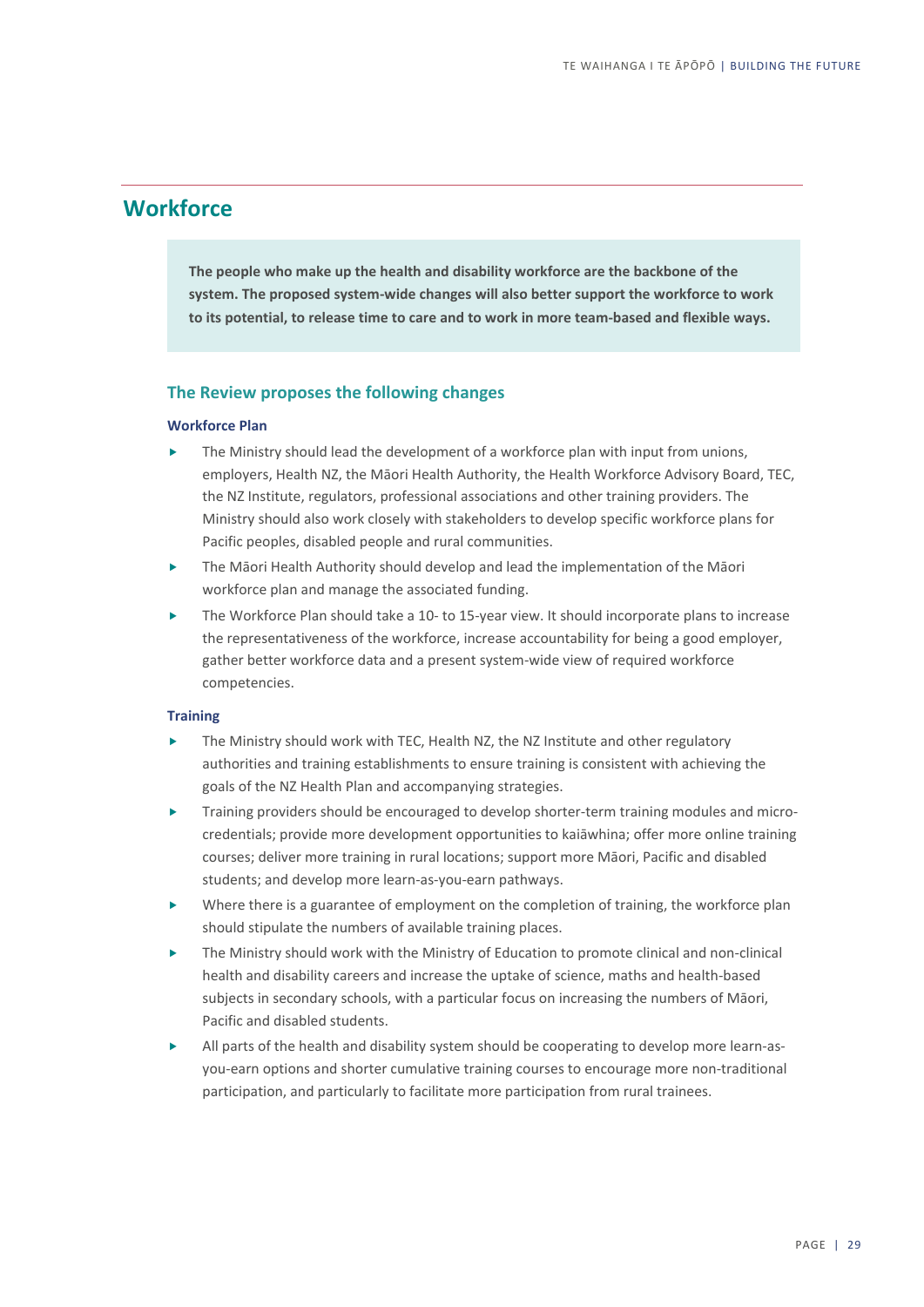## Workforce

**The people who make up the health and disability workforce are the backbone of the system. The proposed system-wide changes will also better support the workforce to work to its potential, to release time to care and to work in more team-based and flexible ways.**

### The Review proposes the following changes

#### Workforce Plan

- The Ministry should lead the development of a workforce plan with input from unions, employers, Health NZ, the Māori Health Authority, the Health Workforce Advisory Board, TEC, the NZ Institute, regulators, professional associations and other training providers. The Ministry should also work closely with stakeholders to develop specific workforce plans for Pacific peoples, disabled people and rural communities.
- The Māori Health Authority should develop and lead the implementation of the Māori workforce plan and manage the associated funding.
- The Workforce Plan should take a 10- to 15-year view. It should incorporate plans to increase the representativeness of the workforce, increase accountability for being a good employer, gather better workforce data and a present system-wide view of required workforce competencies.

#### Training

- The Ministry should work with TEC, Health NZ, the NZ Institute and other regulatory authorities and training establishments to ensure training is consistent with achieving the goals of the NZ Health Plan and accompanying strategies.
- Training providers should be encouraged to develop shorter-term training modules and micro-credentials; provide more development opportunities to kaiāwhina; offer more online training courses; deliver more training in rural locations; support more Māori, Pacific and disabled students; and develop more learn-as-you-earn pathways.
- Where there is a guarantee of employment on the completion of training, the workforce plan should stipulate the numbers of available training places.
- The Ministry should work with the Ministry of Education to promote clinical and non-clinical health and disability careers and increase the uptake of science, maths and health-based subjects in secondary schools, with a particular focus on increasing the numbers of Māori, Pacific and disabled students.
- All parts of the health and disability system should be cooperating to develop more learn-as-you-earn options and shorter cumulative training courses to encourage more non-traditional participation, and particularly to facilitate more participation from rural trainees.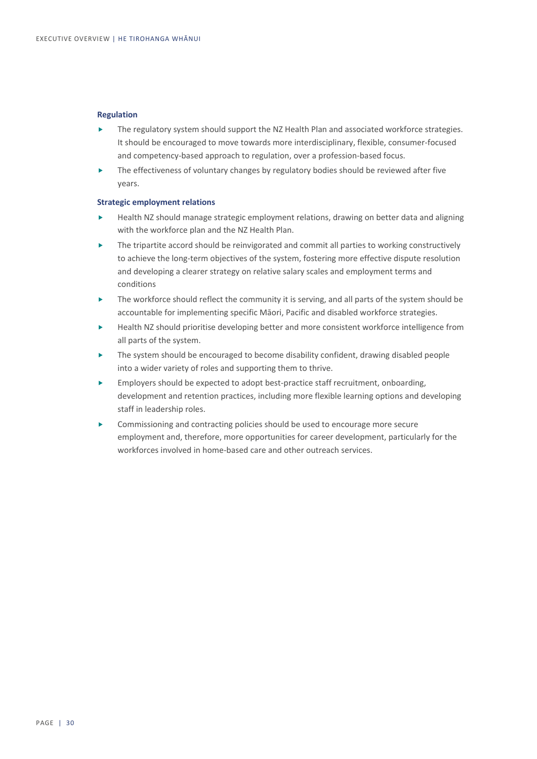### Regulation

- The regulatory system should support the NZ Health Plan and associated workforce strategies. It should be encouraged to move towards more interdisciplinary, flexible, consumer-focused and competency-based approach to regulation, over a profession-based focus.
- The effectiveness of voluntary changes by regulatory bodies should be reviewed after five years.

### Strategic employment relations

- Health NZ should manage strategic employment relations, drawing on better data and aligning with the workforce plan and the NZ Health Plan.
- The tripartite accord should be reinvigorated and commit all parties to working constructively to achieve the long-term objectives of the system, fostering more effective dispute resolution and developing a clearer strategy on relative salary scales and employment terms and conditions
- The workforce should reflect the community it is serving, and all parts of the system should be accountable for implementing specific Māori, Pacific and disabled workforce strategies.
- Health NZ should prioritise developing better and more consistent workforce intelligence from all parts of the system.
- The system should be encouraged to become disability confident, drawing disabled people into a wider variety of roles and supporting them to thrive.
- Employers should be expected to adopt best-practice staff recruitment, onboarding, development and retention practices, including more flexible learning options and developing staff in leadership roles.
- Commissioning and contracting policies should be used to encourage more secure employment and, therefore, more opportunities for career development, particularly for the workforces involved in home-based care and other outreach services.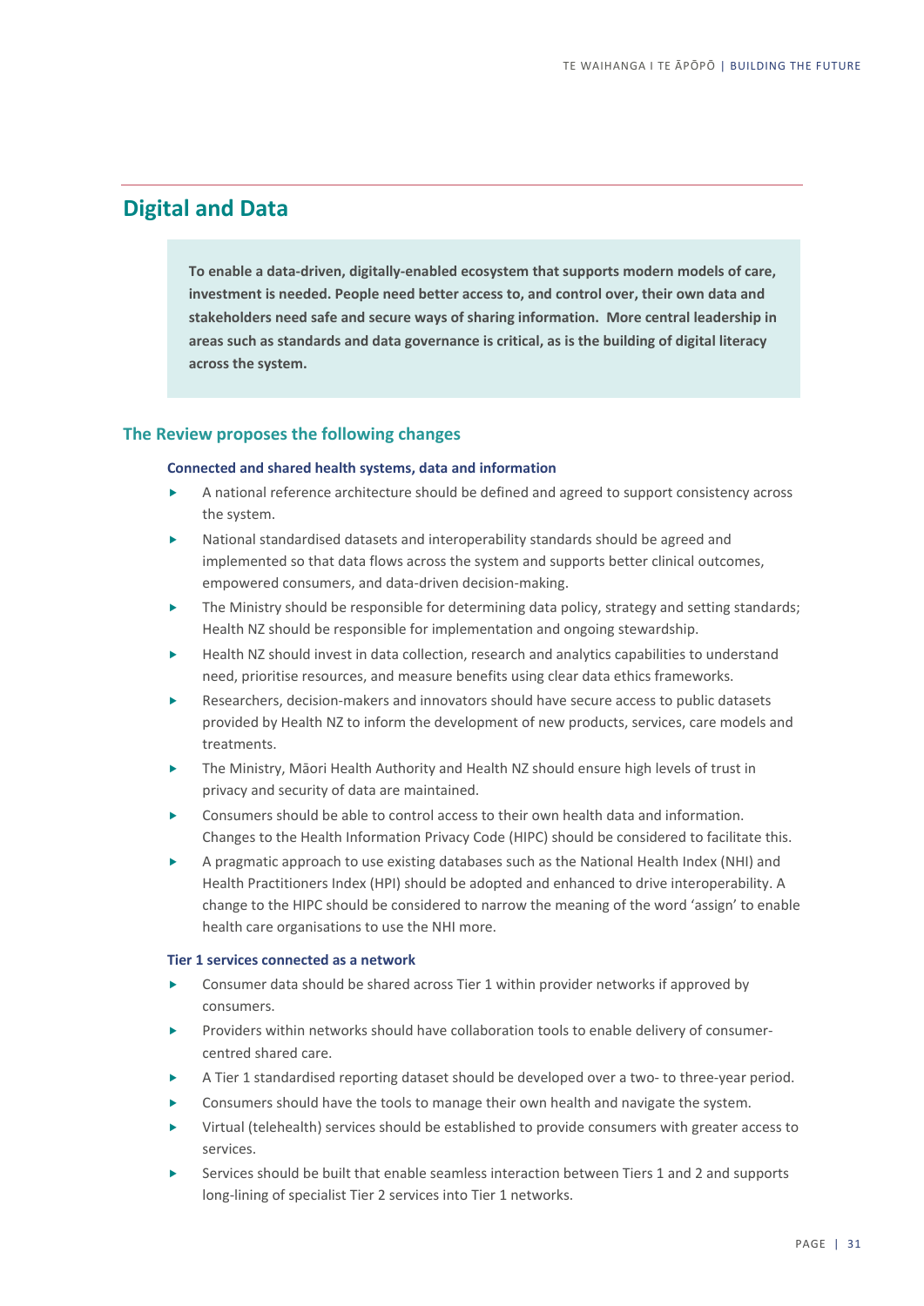## Digital and Data

**To enable a data-driven, digitally-enabled ecosystem that supports modern models of care, investment is needed. People need better access to, and control over, their own data and stakeholders need safe and secure ways of sharing information. More central leadership in areas such as standards and data governance is critical, as is the building of digital literacy across the system.**

### The Review proposes the following changes

#### Connected and shared health systems, data and information

- A national reference architecture should be defined and agreed to support consistency across the system.
- National standardised datasets and interoperability standards should be agreed and implemented so that data flows across the system and supports better clinical outcomes, empowered consumers, and data-driven decision-making.
- The Ministry should be responsible for determining data policy, strategy and setting standards; Health NZ should be responsible for implementation and ongoing stewardship.
- Health NZ should invest in data collection, research and analytics capabilities to understand need, prioritise resources, and measure benefits using clear data ethics frameworks.
- Researchers, decision-makers and innovators should have secure access to public datasets provided by Health NZ to inform the development of new products, services, care models and treatments.
- The Ministry, Māori Health Authority and Health NZ should ensure high levels of trust in privacy and security of data are maintained.
- Consumers should be able to control access to their own health data and information. Changes to the Health Information Privacy Code (HIPC) should be considered to facilitate this.
- A pragmatic approach to use existing databases such as the National Health Index (NHI) and Health Practitioners Index (HPI) should be adopted and enhanced to drive interoperability. A change to the HIPC should be considered to narrow the meaning of the word 'assign' to enable health care organisations to use the NHI more.

#### Tier 1 services connected as a network

- Consumer data should be shared across Tier 1 within provider networks if approved by consumers.
- Providers within networks should have collaboration tools to enable delivery of consumer-centred shared care.
- A Tier 1 standardised reporting dataset should be developed over a two- to three-year period.
- Consumers should have the tools to manage their own health and navigate the system.
- Virtual (telehealth) services should be established to provide consumers with greater access to services.
- Services should be built that enable seamless interaction between Tiers 1 and 2 and supports long-lining of specialist Tier 2 services into Tier 1 networks.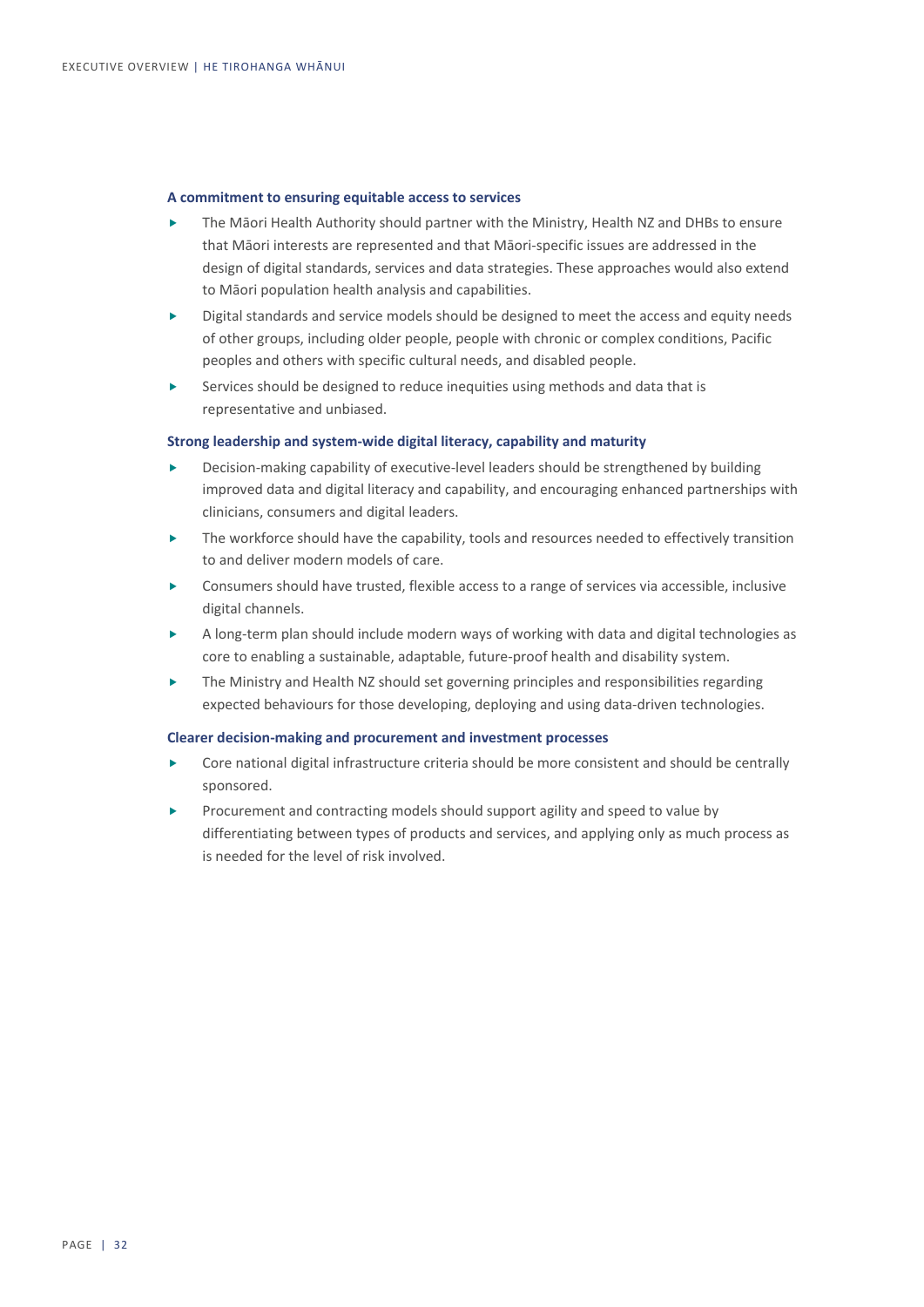### A commitment to ensuring equitable access to services

- The Māori Health Authority should partner with the Ministry, Health NZ and DHBs to ensure that Māori interests are represented and that Māori-specific issues are addressed in the design of digital standards, services and data strategies. These approaches would also extend to Māori population health analysis and capabilities.
- Digital standards and service models should be designed to meet the access and equity needs of other groups, including older people, people with chronic or complex conditions, Pacific peoples and others with specific cultural needs, and disabled people.
- Services should be designed to reduce inequities using methods and data that is representative and unbiased.

### Strong leadership and system-wide digital literacy, capability and maturity

- Decision-making capability of executive-level leaders should be strengthened by building improved data and digital literacy and capability, and encouraging enhanced partnerships with clinicians, consumers and digital leaders.
- The workforce should have the capability, tools and resources needed to effectively transition to and deliver modern models of care.
- Consumers should have trusted, flexible access to a range of services via accessible, inclusive digital channels.
- A long-term plan should include modern ways of working with data and digital technologies as core to enabling a sustainable, adaptable, future-proof health and disability system.
- The Ministry and Health NZ should set governing principles and responsibilities regarding expected behaviours for those developing, deploying and using data-driven technologies.

### Clearer decision-making and procurement and investment processes

- Core national digital infrastructure criteria should be more consistent and should be centrally sponsored.
- Procurement and contracting models should support agility and speed to value by differentiating between types of products and services, and applying only as much process as is needed for the level of risk involved.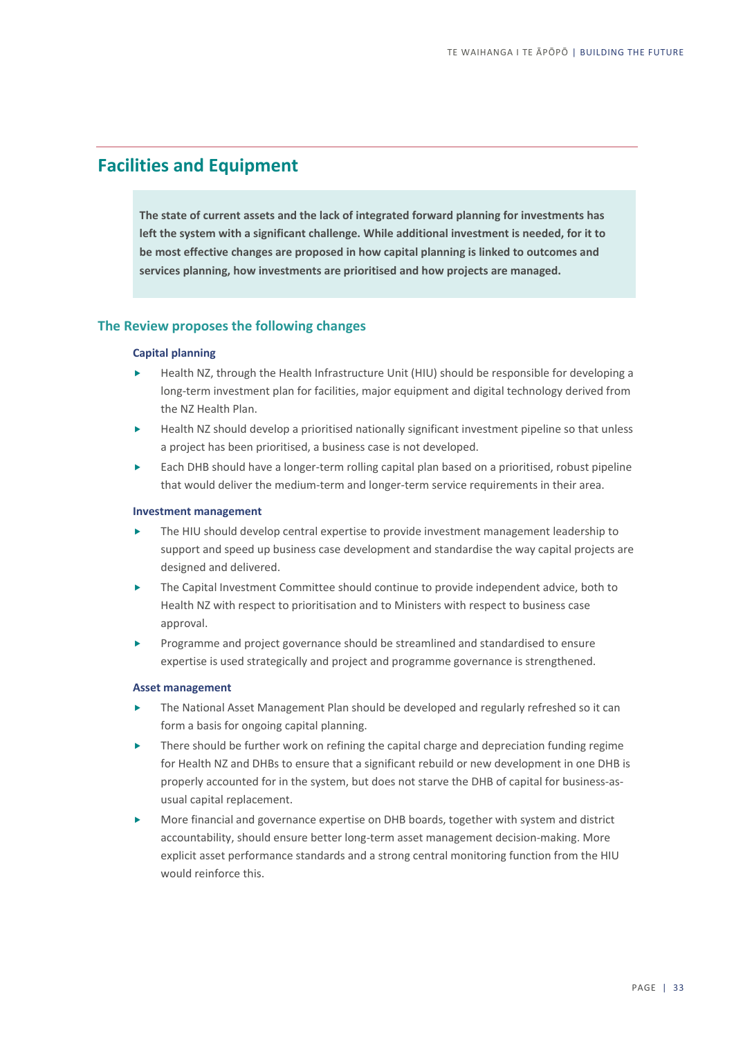## Facilities and Equipment

**The state of current assets and the lack of integrated forward planning for investments has left the system with a significant challenge. While additional investment is needed, for it to be most effective changes are proposed in how capital planning is linked to outcomes and services planning, how investments are prioritised and how projects are managed.**

### The Review proposes the following changes

#### Capital planning

- Health NZ, through the Health Infrastructure Unit (HIU) should be responsible for developing a long-term investment plan for facilities, major equipment and digital technology derived from the NZ Health Plan.
- Health NZ should develop a prioritised nationally significant investment pipeline so that unless a project has been prioritised, a business case is not developed.
- Each DHB should have a longer-term rolling capital plan based on a prioritised, robust pipeline that would deliver the medium-term and longer-term service requirements in their area.

#### Investment management

- The HIU should develop central expertise to provide investment management leadership to support and speed up business case development and standardise the way capital projects are designed and delivered.
- The Capital Investment Committee should continue to provide independent advice, both to Health NZ with respect to prioritisation and to Ministers with respect to business case approval.
- Programme and project governance should be streamlined and standardised to ensure expertise is used strategically and project and programme governance is strengthened.

#### Asset management

- The National Asset Management Plan should be developed and regularly refreshed so it can form a basis for ongoing capital planning.
- There should be further work on refining the capital charge and depreciation funding regime for Health NZ and DHBs to ensure that a significant rebuild or new development in one DHB is properly accounted for in the system, but does not starve the DHB of capital for business-as-usual capital replacement.
- More financial and governance expertise on DHB boards, together with system and district accountability, should ensure better long-term asset management decision-making. More explicit asset performance standards and a strong central monitoring function from the HIU would reinforce this.